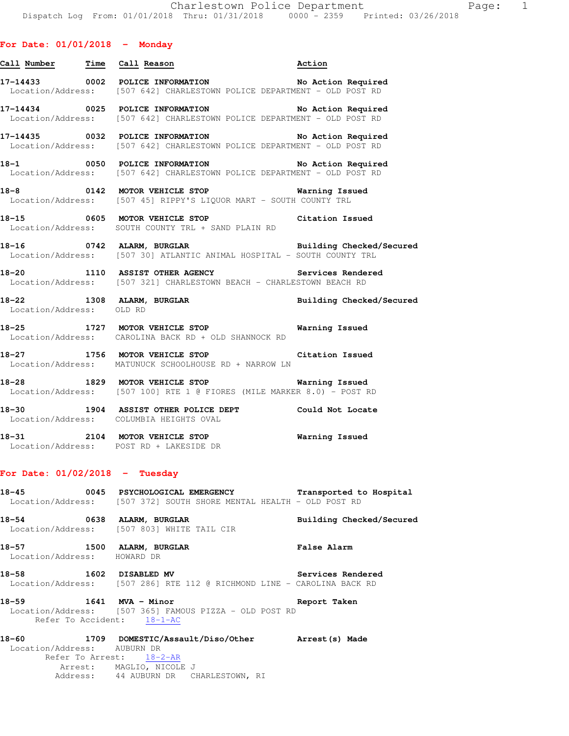## For Date: 01/01/2018 - Monday

| Call Number | Time | Call Reason | Action |
|---|---|---|---|
| 17-14433 | 0002 | POLICE INFORMATION | No Action Required |
| | | Location/Address: [507 642] CHARLESTOWN POLICE DEPARTMENT - OLD POST RD | |
| 17-14434 | 0025 | POLICE INFORMATION | No Action Required |
| | | Location/Address: [507 642] CHARLESTOWN POLICE DEPARTMENT - OLD POST RD | |
| 17-14435 | 0032 | POLICE INFORMATION | No Action Required |
| | | Location/Address: [507 642] CHARLESTOWN POLICE DEPARTMENT - OLD POST RD | |
| 18-1 | 0050 | POLICE INFORMATION | No Action Required |
| | | Location/Address: [507 642] CHARLESTOWN POLICE DEPARTMENT - OLD POST RD | |
| 18-8 | 0142 | MOTOR VEHICLE STOP | Warning Issued |
| | | Location/Address: [507 45] RIPPY'S LIQUOR MART - SOUTH COUNTY TRL | |
| 18-15 | 0605 | MOTOR VEHICLE STOP | Citation Issued |
| | | Location/Address: SOUTH COUNTY TRL + SAND PLAIN RD | |
| 18-16 | 0742 | ALARM, BURGLAR | Building Checked/Secured |
| | | Location/Address: [507 30] ATLANTIC ANIMAL HOSPITAL - SOUTH COUNTY TRL | |
| 18-20 | 1110 | ASSIST OTHER AGENCY | Services Rendered |
| | | Location/Address: [507 321] CHARLESTOWN BEACH - CHARLESTOWN BEACH RD | |
| 18-22 | 1308 | ALARM, BURGLAR | Building Checked/Secured |
| | | Location/Address: OLD RD | |
| 18-25 | 1727 | MOTOR VEHICLE STOP | Warning Issued |
| | | Location/Address: CAROLINA BACK RD + OLD SHANNOCK RD | |
| 18-27 | 1756 | MOTOR VEHICLE STOP | Citation Issued |
| | | Location/Address: MATUNUCK SCHOOLHOUSE RD + NARROW LN | |
| 18-28 | 1829 | MOTOR VEHICLE STOP | Warning Issued |
| | | Location/Address: [507 100] RTE 1 @ FIORES (MILE MARKER 8.0) - POST RD | |
| 18-30 | 1904 | ASSIST OTHER POLICE DEPT | Could Not Locate |
| | | Location/Address: COLUMBIA HEIGHTS OVAL | |
| 18-31 | 2104 | MOTOR VEHICLE STOP | Warning Issued |
| | | Location/Address: POST RD + LAKESIDE DR | |

## For Date: 01/02/2018 - Tuesday

| Call Number | Time | Call Reason | Action |
|---|---|---|---|
| 18-45 | 0045 | PSYCHOLOGICAL EMERGENCY | Transported to Hospital |
| | | Location/Address: [507 372] SOUTH SHORE MENTAL HEALTH - OLD POST RD | |
| 18-54 | 0638 | ALARM, BURGLAR | Building Checked/Secured |
| | | Location/Address: [507 803] WHITE TAIL CIR | |
| 18-57 | 1500 | ALARM, BURGLAR | False Alarm |
| | | Location/Address: HOWARD DR | |
| 18-58 | 1602 | DISABLED MV | Services Rendered |
| | | Location/Address: [507 286] RTE 112 @ RICHMOND LINE - CAROLINA BACK RD | |
| 18-59 | 1641 | MVA - Minor | Report Taken |
| | | Location/Address: [507 365] FAMOUS PIZZA - OLD POST RD; Refer To Accident: 18-1-AC | |
| 18-60 | 1709 | DOMESTIC/Assault/Diso/Other | Arrest(s) Made |
| | | Location/Address: AUBURN DR; Refer To Arrest: 18-2-AR; Arrest: MAGLIO, NICOLE J; Address: 44 AUBURN DR CHARLESTOWN, RI | |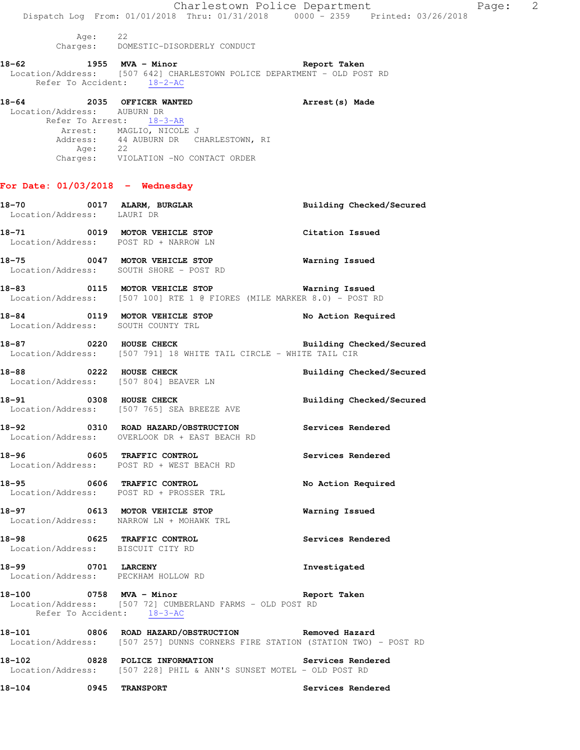Age: 22
Charges: DOMESTIC-DISORDERLY CONDUCT

**18-62 1955 MVA - Minor** — Report Taken
Location/Address: [507 642] CHARLESTOWN POLICE DEPARTMENT - OLD POST RD
Refer To Accident: 18-2-AC

**18-64 2035 OFFICER WANTED** — Arrest(s) Made
Location/Address: AUBURN DR
Refer To Arrest: 18-3-AR
Arrest: MAGLIO, NICOLE J
Address: 44 AUBURN DR CHARLESTOWN, RI
Age: 22
Charges: VIOLATION -NO CONTACT ORDER

## For Date: 01/03/2018 - Wednesday

**18-70 0017 ALARM, BURGLAR** — Building Checked/Secured
Location/Address: LAURI DR

**18-71 0019 MOTOR VEHICLE STOP** — Citation Issued
Location/Address: POST RD + NARROW LN

**18-75 0047 MOTOR VEHICLE STOP** — Warning Issued
Location/Address: SOUTH SHORE - POST RD

**18-83 0115 MOTOR VEHICLE STOP** — Warning Issued
Location/Address: [507 100] RTE 1 @ FIORES (MILE MARKER 8.0) - POST RD

**18-84 0119 MOTOR VEHICLE STOP** — No Action Required
Location/Address: SOUTH COUNTY TRL

**18-87 0220 HOUSE CHECK** — Building Checked/Secured
Location/Address: [507 791] 18 WHITE TAIL CIRCLE - WHITE TAIL CIR

**18-88 0222 HOUSE CHECK** — Building Checked/Secured
Location/Address: [507 804] BEAVER LN

**18-91 0308 HOUSE CHECK** — Building Checked/Secured
Location/Address: [507 765] SEA BREEZE AVE

**18-92 0310 ROAD HAZARD/OBSTRUCTION** — Services Rendered
Location/Address: OVERLOOK DR + EAST BEACH RD

**18-96 0605 TRAFFIC CONTROL** — Services Rendered
Location/Address: POST RD + WEST BEACH RD

**18-95 0606 TRAFFIC CONTROL** — No Action Required
Location/Address: POST RD + PROSSER TRL

**18-97 0613 MOTOR VEHICLE STOP** — Warning Issued
Location/Address: NARROW LN + MOHAWK TRL

**18-98 0625 TRAFFIC CONTROL** — Services Rendered
Location/Address: BISCUIT CITY RD

**18-99 0701 LARCENY** — Investigated
Location/Address: PECKHAM HOLLOW RD

**18-100 0758 MVA - Minor** — Report Taken
Location/Address: [507 72] CUMBERLAND FARMS - OLD POST RD
Refer To Accident: 18-3-AC

**18-101 0806 ROAD HAZARD/OBSTRUCTION** — Removed Hazard
Location/Address: [507 257] DUNNS CORNERS FIRE STATION (STATION TWO) - POST RD

**18-102 0828 POLICE INFORMATION** — Services Rendered
Location/Address: [507 228] PHIL & ANN'S SUNSET MOTEL - OLD POST RD

**18-104 0945 TRANSPORT** — Services Rendered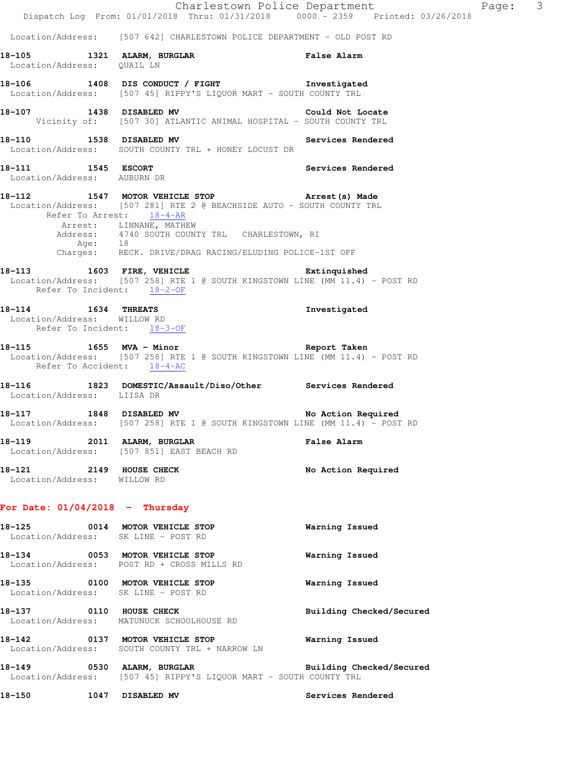Location/Address: [507 642] CHARLESTOWN POLICE DEPARTMENT - OLD POST RD

**18-105 1321 ALARM, BURGLAR** **False Alarm**
Location/Address: QUAIL LN

**18-106 1408 DIS CONDUCT / FIGHT** **Investigated**
Location/Address: [507 45] RIPPY'S LIQUOR MART - SOUTH COUNTY TRL

**18-107 1438 DISABLED MV** **Could Not Locate**
Vicinity of: [507 30] ATLANTIC ANIMAL HOSPITAL - SOUTH COUNTY TRL

**18-110 1538 DISABLED MV** **Services Rendered**
Location/Address: SOUTH COUNTY TRL + HONEY LOCUST DR

**18-111 1545 ESCORT** **Services Rendered**
Location/Address: AUBURN DR

**18-112 1547 MOTOR VEHICLE STOP** **Arrest(s) Made**
Location/Address: [507 281] RTE 2 @ BEACHSIDE AUTO - SOUTH COUNTY TRL
Refer To Arrest: 18-4-AR
Arrest: LINNANE, MATHEW
Address: 4740 SOUTH COUNTY TRL CHARLESTOWN, RI
Age: 18
Charges: RECK. DRIVE/DRAG RACING/ELUDING POLICE-1ST OFF

**18-113 1603 FIRE, VEHICLE** **Extinquished**
Location/Address: [507 258] RTE 1 @ SOUTH KINGSTOWN LINE (MM 11.4) - POST RD
Refer To Incident: 18-2-OF

**18-114 1634 THREATS** **Investigated**
Location/Address: WILLOW RD
Refer To Incident: 18-3-OF

**18-115 1655 MVA - Minor** **Report Taken**
Location/Address: [507 258] RTE 1 @ SOUTH KINGSTOWN LINE (MM 11.4) - POST RD
Refer To Accident: 18-4-AC

**18-116 1823 DOMESTIC/Assault/Diso/Other** **Services Rendered**
Location/Address: LIISA DR

**18-117 1848 DISABLED MV** **No Action Required**
Location/Address: [507 258] RTE 1 @ SOUTH KINGSTOWN LINE (MM 11.4) - POST RD

**18-119 2011 ALARM, BURGLAR** **False Alarm**
Location/Address: [507 851] EAST BEACH RD

**18-121 2149 HOUSE CHECK** **No Action Required**
Location/Address: WILLOW RD

## For Date: 01/04/2018 - Thursday

**18-125 0014 MOTOR VEHICLE STOP** **Warning Issued**
Location/Address: SK LINE - POST RD

**18-134 0053 MOTOR VEHICLE STOP** **Warning Issued**
Location/Address: POST RD + CROSS MILLS RD

**18-135 0100 MOTOR VEHICLE STOP** **Warning Issued**
Location/Address: SK LINE - POST RD

**18-137 0110 HOUSE CHECK** **Building Checked/Secured**
Location/Address: MATUNUCK SCHOOLHOUSE RD

**18-142 0137 MOTOR VEHICLE STOP** **Warning Issued**
Location/Address: SOUTH COUNTY TRL + NARROW LN

**18-149 0530 ALARM, BURGLAR** **Building Checked/Secured**
Location/Address: [507 45] RIPPY'S LIQUOR MART - SOUTH COUNTY TRL

**18-150 1047 DISABLED MV** **Services Rendered**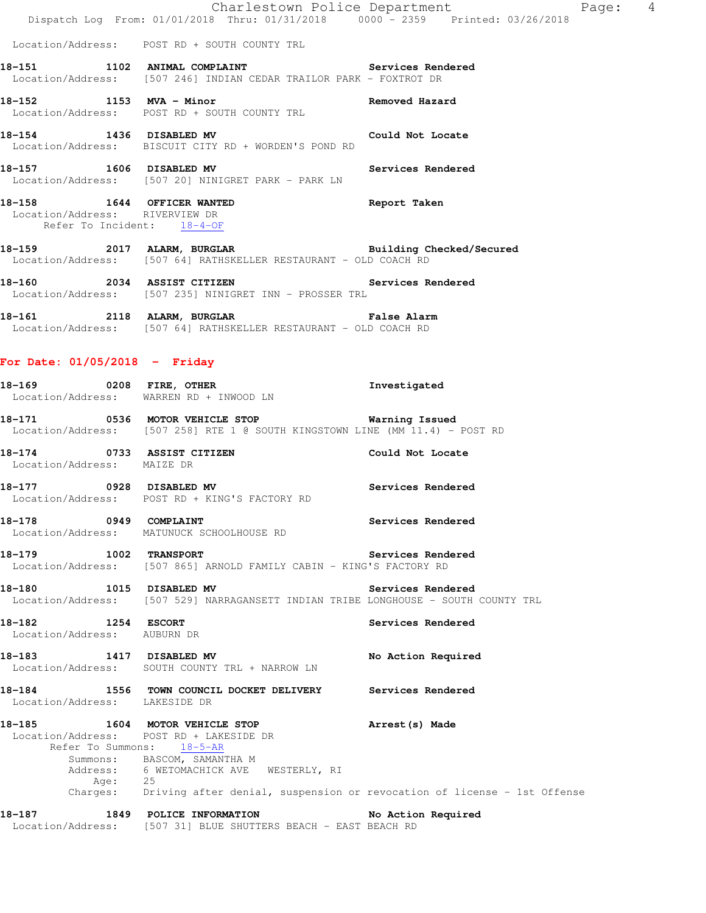Location/Address: POST RD + SOUTH COUNTY TRL

**18-151 1102 ANIMAL COMPLAINT** Services Rendered
Location/Address: [507 246] INDIAN CEDAR TRAILOR PARK - FOXTROT DR

**18-152 1153 MVA - Minor** Removed Hazard
Location/Address: POST RD + SOUTH COUNTY TRL

**18-154 1436 DISABLED MV** Could Not Locate
Location/Address: BISCUIT CITY RD + WORDEN'S POND RD

**18-157 1606 DISABLED MV** Services Rendered
Location/Address: [507 20] NINIGRET PARK - PARK LN

**18-158 1644 OFFICER WANTED** Report Taken
Location/Address: RIVERVIEW DR
Refer To Incident: 18-4-OF

**18-159 2017 ALARM, BURGLAR** Building Checked/Secured
Location/Address: [507 64] RATHSKELLER RESTAURANT - OLD COACH RD

**18-160 2034 ASSIST CITIZEN** Services Rendered
Location/Address: [507 235] NINIGRET INN - PROSSER TRL

**18-161 2118 ALARM, BURGLAR** False Alarm
Location/Address: [507 64] RATHSKELLER RESTAURANT - OLD COACH RD

## For Date: 01/05/2018 - Friday

**18-169 0208 FIRE, OTHER** Investigated
Location/Address: WARREN RD + INWOOD LN

**18-171 0536 MOTOR VEHICLE STOP** Warning Issued
Location/Address: [507 258] RTE 1 @ SOUTH KINGSTOWN LINE (MM 11.4) - POST RD

**18-174 0733 ASSIST CITIZEN** Could Not Locate
Location/Address: MAIZE DR

**18-177 0928 DISABLED MV** Services Rendered
Location/Address: POST RD + KING'S FACTORY RD

**18-178 0949 COMPLAINT** Services Rendered
Location/Address: MATUNUCK SCHOOLHOUSE RD

**18-179 1002 TRANSPORT** Services Rendered
Location/Address: [507 865] ARNOLD FAMILY CABIN - KING'S FACTORY RD

**18-180 1015 DISABLED MV** Services Rendered
Location/Address: [507 529] NARRAGANSETT INDIAN TRIBE LONGHOUSE - SOUTH COUNTY TRL

**18-182 1254 ESCORT** Services Rendered
Location/Address: AUBURN DR

**18-183 1417 DISABLED MV** No Action Required
Location/Address: SOUTH COUNTY TRL + NARROW LN

**18-184 1556 TOWN COUNCIL DOCKET DELIVERY** Services Rendered
Location/Address: LAKESIDE DR

**18-185 1604 MOTOR VEHICLE STOP** Arrest(s) Made
Location/Address: POST RD + LAKESIDE DR
Refer To Summons: 18-5-AR
Summons: BASCOM, SAMANTHA M
Address: 6 WETOMACHICK AVE WESTERLY, RI
Age: 25
Charges: Driving after denial, suspension or revocation of license - 1st Offense

**18-187 1849 POLICE INFORMATION** No Action Required
Location/Address: [507 31] BLUE SHUTTERS BEACH - EAST BEACH RD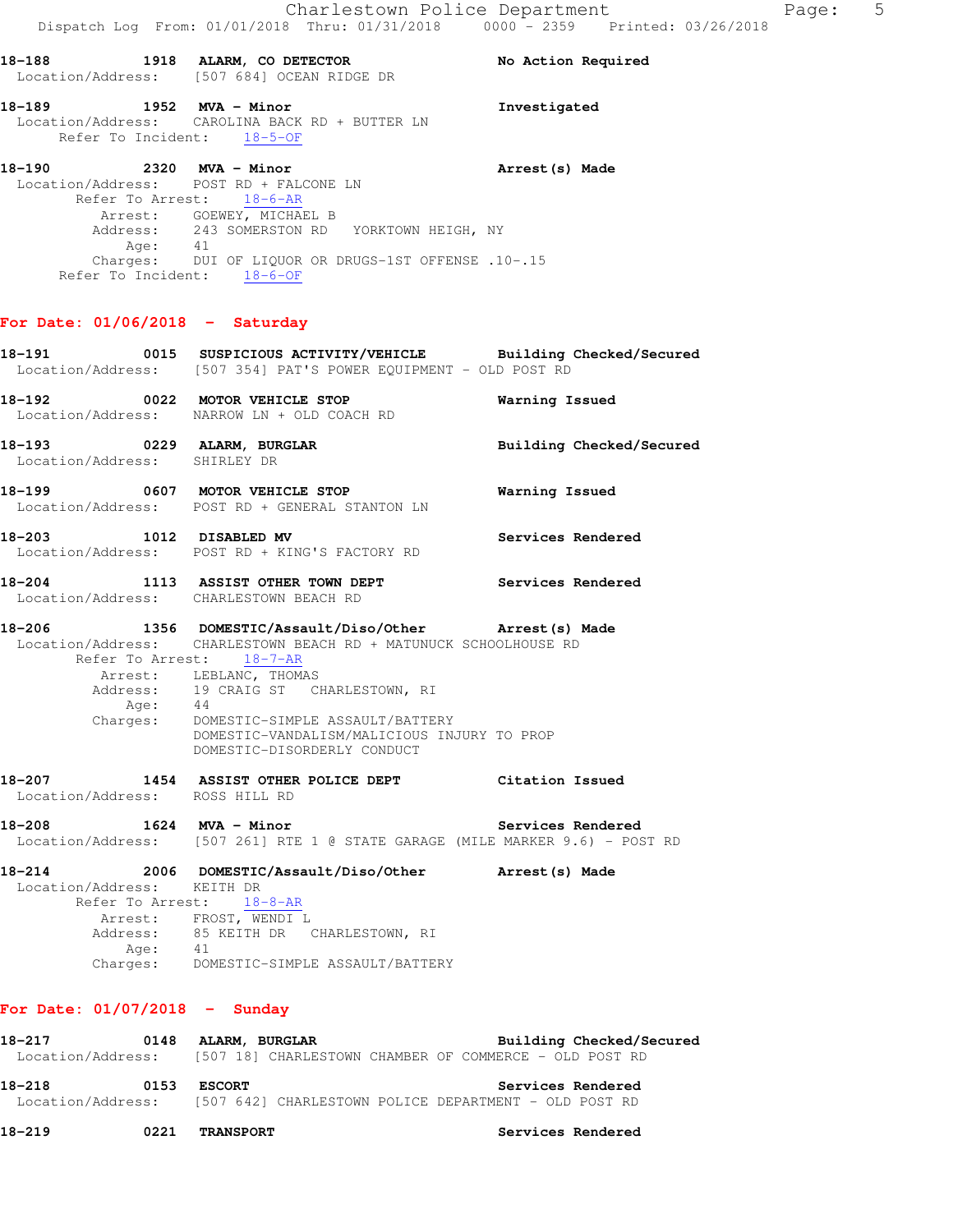18-188 1918 **ALARM, CO DETECTOR** **No Action Required**
Location/Address: [507 684] OCEAN RIDGE DR

18-189 1952 **MVA - Minor** **Investigated**
Location/Address: CAROLINA BACK RD + BUTTER LN
Refer To Incident: 18-5-OF

18-190 2320 **MVA - Minor** **Arrest(s) Made**
Location/Address: POST RD + FALCONE LN
Refer To Arrest: 18-6-AR
Arrest: GOEWEY, MICHAEL B
Address: 243 SOMERSTON RD YORKTOWN HEIGH, NY
Age: 41
Charges: DUI OF LIQUOR OR DRUGS-1ST OFFENSE .10-.15
Refer To Incident: 18-6-OF

## For Date: 01/06/2018 - Saturday

18-191 0015 **SUSPICIOUS ACTIVITY/VEHICLE** **Building Checked/Secured**
Location/Address: [507 354] PAT'S POWER EQUIPMENT - OLD POST RD

18-192 0022 **MOTOR VEHICLE STOP** **Warning Issued**
Location/Address: NARROW LN + OLD COACH RD

18-193 0229 **ALARM, BURGLAR** **Building Checked/Secured**
Location/Address: SHIRLEY DR

18-199 0607 **MOTOR VEHICLE STOP** **Warning Issued**
Location/Address: POST RD + GENERAL STANTON LN

18-203 1012 **DISABLED MV** **Services Rendered**
Location/Address: POST RD + KING'S FACTORY RD

18-204 1113 **ASSIST OTHER TOWN DEPT** **Services Rendered**
Location/Address: CHARLESTOWN BEACH RD

18-206 1356 **DOMESTIC/Assault/Diso/Other** **Arrest(s) Made**
Location/Address: CHARLESTOWN BEACH RD + MATUNUCK SCHOOLHOUSE RD
Refer To Arrest: 18-7-AR
Arrest: LEBLANC, THOMAS
Address: 19 CRAIG ST CHARLESTOWN, RI
Age: 44
Charges: DOMESTIC-SIMPLE ASSAULT/BATTERY
DOMESTIC-VANDALISM/MALICIOUS INJURY TO PROP
DOMESTIC-DISORDERLY CONDUCT

18-207 1454 **ASSIST OTHER POLICE DEPT** **Citation Issued**
Location/Address: ROSS HILL RD

18-208 1624 **MVA - Minor** **Services Rendered**
Location/Address: [507 261] RTE 1 @ STATE GARAGE (MILE MARKER 9.6) - POST RD

18-214 2006 **DOMESTIC/Assault/Diso/Other** **Arrest(s) Made**
Location/Address: KEITH DR
Refer To Arrest: 18-8-AR
Arrest: FROST, WENDI L
Address: 85 KEITH DR CHARLESTOWN, RI
Age: 41
Charges: DOMESTIC-SIMPLE ASSAULT/BATTERY

## For Date: 01/07/2018 - Sunday

18-217 0148 **ALARM, BURGLAR** **Building Checked/Secured**
Location/Address: [507 18] CHARLESTOWN CHAMBER OF COMMERCE - OLD POST RD

18-218 0153 **ESCORT** **Services Rendered**
Location/Address: [507 642] CHARLESTOWN POLICE DEPARTMENT - OLD POST RD

18-219 0221 **TRANSPORT** **Services Rendered**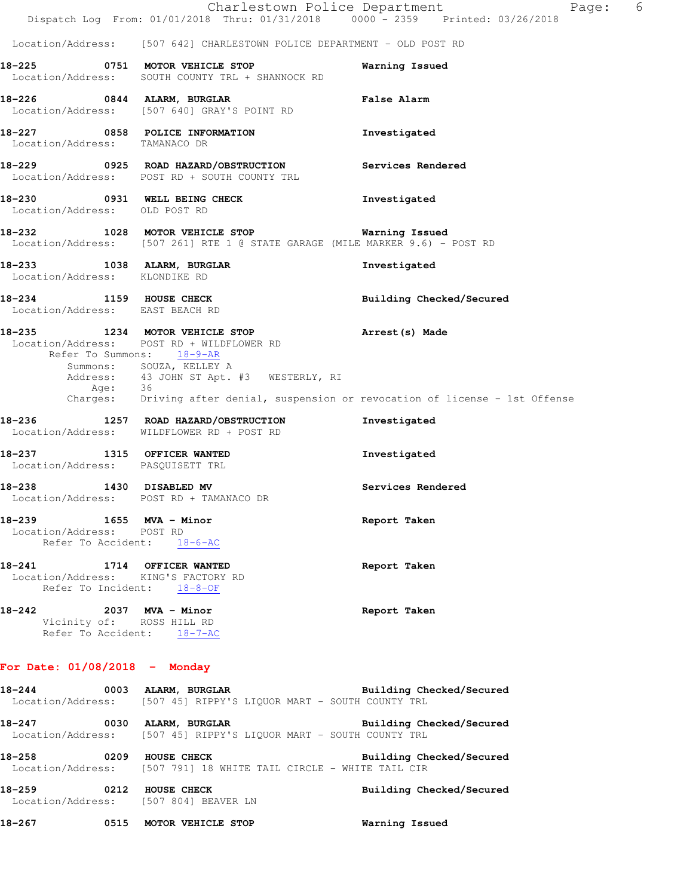Location/Address: [507 642] CHARLESTOWN POLICE DEPARTMENT - OLD POST RD

**18-225 0751 MOTOR VEHICLE STOP** — **Warning Issued**
Location/Address: SOUTH COUNTY TRL + SHANNOCK RD

**18-226 0844 ALARM, BURGLAR** — **False Alarm**
Location/Address: [507 640] GRAY'S POINT RD

**18-227 0858 POLICE INFORMATION** — **Investigated**
Location/Address: TAMANACO DR

**18-229 0925 ROAD HAZARD/OBSTRUCTION** — **Services Rendered**
Location/Address: POST RD + SOUTH COUNTY TRL

**18-230 0931 WELL BEING CHECK** — **Investigated**
Location/Address: OLD POST RD

**18-232 1028 MOTOR VEHICLE STOP** — **Warning Issued**
Location/Address: [507 261] RTE 1 @ STATE GARAGE (MILE MARKER 9.6) - POST RD

**18-233 1038 ALARM, BURGLAR** — **Investigated**
Location/Address: KLONDIKE RD

**18-234 1159 HOUSE CHECK** — **Building Checked/Secured**
Location/Address: EAST BEACH RD

**18-235 1234 MOTOR VEHICLE STOP** — **Arrest(s) Made**
Location/Address: POST RD + WILDFLOWER RD
Refer To Summons: 18-9-AR
Summons: SOUZA, KELLEY A
Address: 43 JOHN ST Apt. #3 WESTERLY, RI
Age: 36
Charges: Driving after denial, suspension or revocation of license - 1st Offense

**18-236 1257 ROAD HAZARD/OBSTRUCTION** — **Investigated**
Location/Address: WILDFLOWER RD + POST RD

**18-237 1315 OFFICER WANTED** — **Investigated**
Location/Address: PASQUISETT TRL

**18-238 1430 DISABLED MV** — **Services Rendered**
Location/Address: POST RD + TAMANACO DR

**18-239 1655 MVA - Minor** — **Report Taken**
Location/Address: POST RD
Refer To Accident: 18-6-AC

**18-241 1714 OFFICER WANTED** — **Report Taken**
Location/Address: KING'S FACTORY RD
Refer To Incident: 18-8-OF

**18-242 2037 MVA - Minor** — **Report Taken**
Vicinity of: ROSS HILL RD
Refer To Accident: 18-7-AC

## For Date: 01/08/2018 - Monday

**18-244 0003 ALARM, BURGLAR** — **Building Checked/Secured**
Location/Address: [507 45] RIPPY'S LIQUOR MART - SOUTH COUNTY TRL

**18-247 0030 ALARM, BURGLAR** — **Building Checked/Secured**
Location/Address: [507 45] RIPPY'S LIQUOR MART - SOUTH COUNTY TRL

**18-258 0209 HOUSE CHECK** — **Building Checked/Secured**
Location/Address: [507 791] 18 WHITE TAIL CIRCLE - WHITE TAIL CIR

**18-259 0212 HOUSE CHECK** — **Building Checked/Secured**
Location/Address: [507 804] BEAVER LN

**18-267 0515 MOTOR VEHICLE STOP** — **Warning Issued**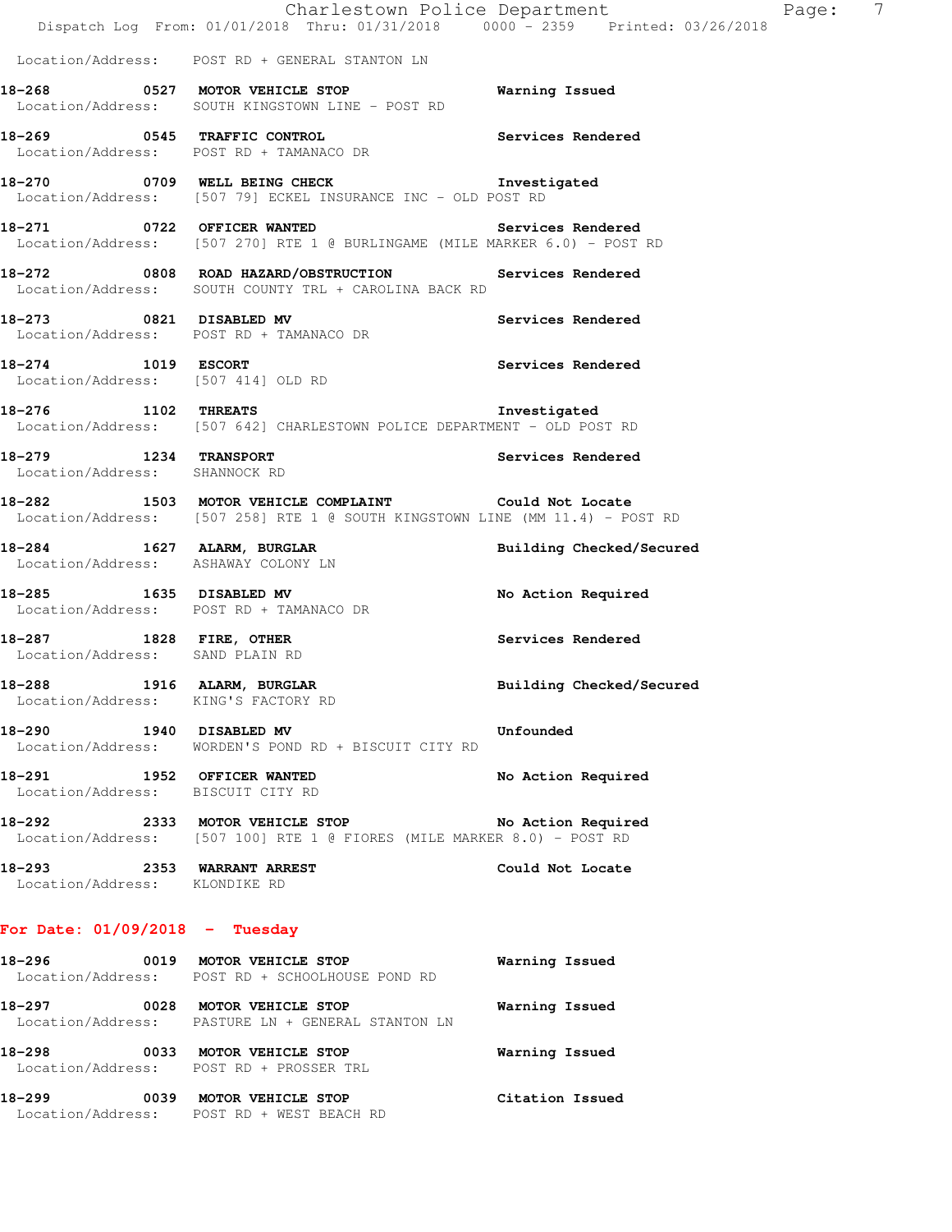Location/Address: POST RD + GENERAL STANTON LN

**18-268 0527 MOTOR VEHICLE STOP** — Warning Issued
Location/Address: SOUTH KINGSTOWN LINE - POST RD

**18-269 0545 TRAFFIC CONTROL** — Services Rendered
Location/Address: POST RD + TAMANACO DR

**18-270 0709 WELL BEING CHECK** — Investigated
Location/Address: [507 79] ECKEL INSURANCE INC - OLD POST RD

**18-271 0722 OFFICER WANTED** — Services Rendered
Location/Address: [507 270] RTE 1 @ BURLINGAME (MILE MARKER 6.0) - POST RD

**18-272 0808 ROAD HAZARD/OBSTRUCTION** — Services Rendered
Location/Address: SOUTH COUNTY TRL + CAROLINA BACK RD

**18-273 0821 DISABLED MV** — Services Rendered
Location/Address: POST RD + TAMANACO DR

**18-274 1019 ESCORT** — Services Rendered
Location/Address: [507 414] OLD RD

**18-276 1102 THREATS** — Investigated
Location/Address: [507 642] CHARLESTOWN POLICE DEPARTMENT - OLD POST RD

**18-279 1234 TRANSPORT** — Services Rendered
Location/Address: SHANNOCK RD

**18-282 1503 MOTOR VEHICLE COMPLAINT** — Could Not Locate
Location/Address: [507 258] RTE 1 @ SOUTH KINGSTOWN LINE (MM 11.4) - POST RD

**18-284 1627 ALARM, BURGLAR** — Building Checked/Secured
Location/Address: ASHAWAY COLONY LN

**18-285 1635 DISABLED MV** — No Action Required
Location/Address: POST RD + TAMANACO DR

**18-287 1828 FIRE, OTHER** — Services Rendered
Location/Address: SAND PLAIN RD

**18-288 1916 ALARM, BURGLAR** — Building Checked/Secured
Location/Address: KING'S FACTORY RD

**18-290 1940 DISABLED MV** — Unfounded
Location/Address: WORDEN'S POND RD + BISCUIT CITY RD

**18-291 1952 OFFICER WANTED** — No Action Required
Location/Address: BISCUIT CITY RD

**18-292 2333 MOTOR VEHICLE STOP** — No Action Required
Location/Address: [507 100] RTE 1 @ FIORES (MILE MARKER 8.0) - POST RD

**18-293 2353 WARRANT ARREST** — Could Not Locate
Location/Address: KLONDIKE RD

## For Date: 01/09/2018 - Tuesday

**18-296 0019 MOTOR VEHICLE STOP** — Warning Issued
Location/Address: POST RD + SCHOOLHOUSE POND RD

**18-297 0028 MOTOR VEHICLE STOP** — Warning Issued
Location/Address: PASTURE LN + GENERAL STANTON LN

**18-298 0033 MOTOR VEHICLE STOP** — Warning Issued
Location/Address: POST RD + PROSSER TRL

**18-299 0039 MOTOR VEHICLE STOP** — Citation Issued
Location/Address: POST RD + WEST BEACH RD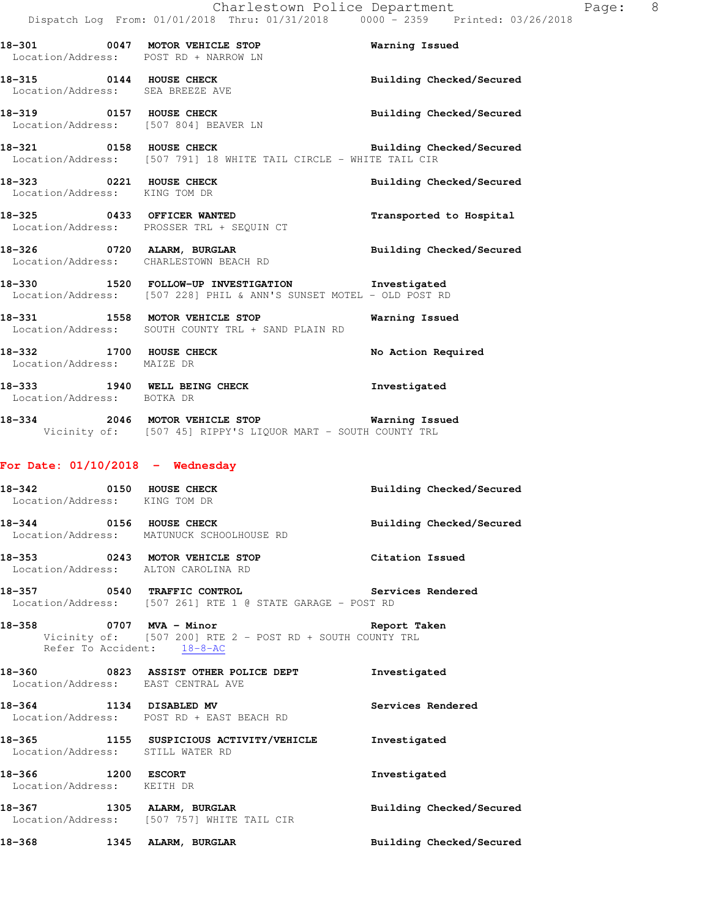**18-301 0047 MOTOR VEHICLE STOP** — Warning Issued
Location/Address: POST RD + NARROW LN

**18-315 0144 HOUSE CHECK** — Building Checked/Secured
Location/Address: SEA BREEZE AVE

**18-319 0157 HOUSE CHECK** — Building Checked/Secured
Location/Address: [507 804] BEAVER LN

**18-321 0158 HOUSE CHECK** — Building Checked/Secured
Location/Address: [507 791] 18 WHITE TAIL CIRCLE - WHITE TAIL CIR

**18-323 0221 HOUSE CHECK** — Building Checked/Secured
Location/Address: KING TOM DR

**18-325 0433 OFFICER WANTED** — Transported to Hospital
Location/Address: PROSSER TRL + SEQUIN CT

**18-326 0720 ALARM, BURGLAR** — Building Checked/Secured
Location/Address: CHARLESTOWN BEACH RD

**18-330 1520 FOLLOW-UP INVESTIGATION** — Investigated
Location/Address: [507 228] PHIL & ANN'S SUNSET MOTEL - OLD POST RD

**18-331 1558 MOTOR VEHICLE STOP** — Warning Issued
Location/Address: SOUTH COUNTY TRL + SAND PLAIN RD

**18-332 1700 HOUSE CHECK** — No Action Required
Location/Address: MAIZE DR

**18-333 1940 WELL BEING CHECK** — Investigated
Location/Address: BOTKA DR

**18-334 2046 MOTOR VEHICLE STOP** — Warning Issued
Vicinity of: [507 45] RIPPY'S LIQUOR MART - SOUTH COUNTY TRL

## For Date: 01/10/2018 - Wednesday

**18-342 0150 HOUSE CHECK** — Building Checked/Secured
Location/Address: KING TOM DR

**18-344 0156 HOUSE CHECK** — Building Checked/Secured
Location/Address: MATUNUCK SCHOOLHOUSE RD

**18-353 0243 MOTOR VEHICLE STOP** — Citation Issued
Location/Address: ALTON CAROLINA RD

**18-357 0540 TRAFFIC CONTROL** — Services Rendered
Location/Address: [507 261] RTE 1 @ STATE GARAGE - POST RD

**18-358 0707 MVA - Minor** — Report Taken
Vicinity of: [507 200] RTE 2 - POST RD + SOUTH COUNTY TRL
Refer To Accident: 18-8-AC

**18-360 0823 ASSIST OTHER POLICE DEPT** — Investigated
Location/Address: EAST CENTRAL AVE

**18-364 1134 DISABLED MV** — Services Rendered
Location/Address: POST RD + EAST BEACH RD

**18-365 1155 SUSPICIOUS ACTIVITY/VEHICLE** — Investigated
Location/Address: STILL WATER RD

**18-366 1200 ESCORT** — Investigated
Location/Address: KEITH DR

**18-367 1305 ALARM, BURGLAR** — Building Checked/Secured
Location/Address: [507 757] WHITE TAIL CIR

**18-368 1345 ALARM, BURGLAR** — Building Checked/Secured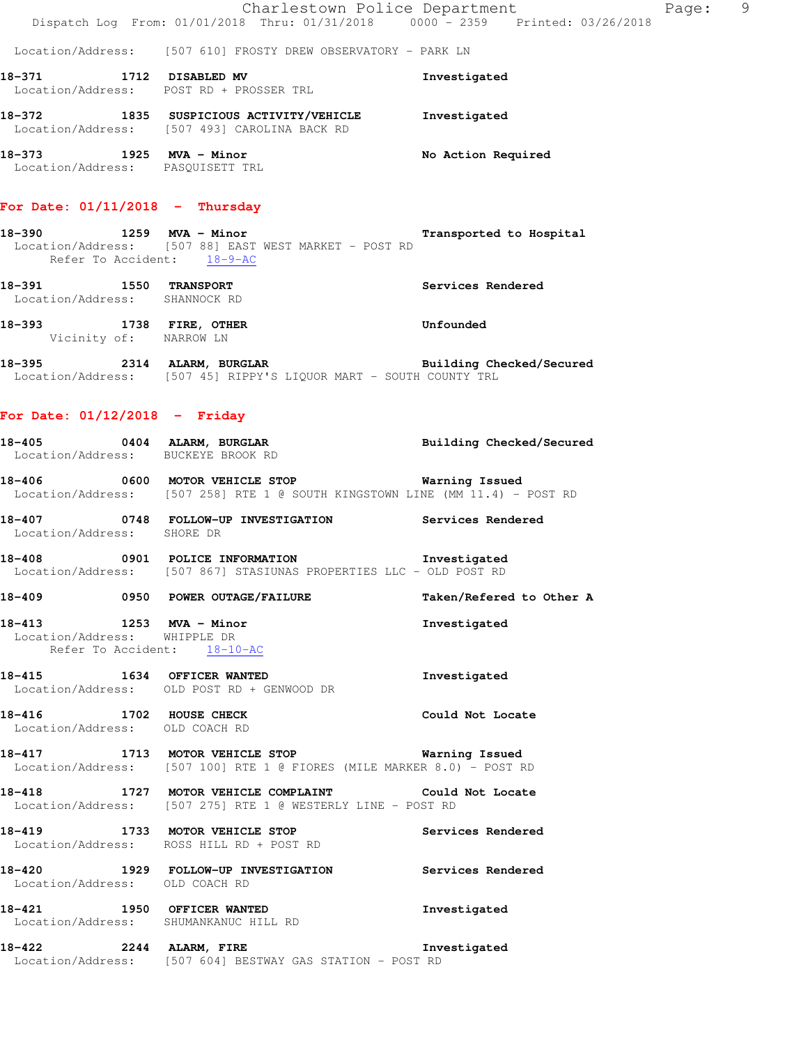Location/Address: [507 610] FROSTY DREW OBSERVATORY - PARK LN

**18-371** 1712 **DISABLED MV** **Investigated**
Location/Address: POST RD + PROSSER TRL

**18-372** 1835 **SUSPICIOUS ACTIVITY/VEHICLE** **Investigated**
Location/Address: [507 493] CAROLINA BACK RD

**18-373** 1925 **MVA - Minor** **No Action Required**
Location/Address: PASQUISETT TRL

## For Date: 01/11/2018 - Thursday

**18-390** 1259 **MVA - Minor** **Transported to Hospital**
Location/Address: [507 88] EAST WEST MARKET - POST RD
Refer To Accident: 18-9-AC

**18-391** 1550 **TRANSPORT** **Services Rendered**
Location/Address: SHANNOCK RD

**18-393** 1738 **FIRE, OTHER** **Unfounded**
Vicinity of: NARROW LN

**18-395** 2314 **ALARM, BURGLAR** **Building Checked/Secured**
Location/Address: [507 45] RIPPY'S LIQUOR MART - SOUTH COUNTY TRL

## For Date: 01/12/2018 - Friday

**18-405** 0404 **ALARM, BURGLAR** **Building Checked/Secured**
Location/Address: BUCKEYE BROOK RD

**18-406** 0600 **MOTOR VEHICLE STOP** **Warning Issued**
Location/Address: [507 258] RTE 1 @ SOUTH KINGSTOWN LINE (MM 11.4) - POST RD

**18-407** 0748 **FOLLOW-UP INVESTIGATION** **Services Rendered**
Location/Address: SHORE DR

**18-408** 0901 **POLICE INFORMATION** **Investigated**
Location/Address: [507 867] STASIUNAS PROPERTIES LLC - OLD POST RD

**18-409** 0950 **POWER OUTAGE/FAILURE** **Taken/Refered to Other A**

**18-413** 1253 **MVA - Minor** **Investigated**
Location/Address: WHIPPLE DR
Refer To Accident: 18-10-AC

**18-415** 1634 **OFFICER WANTED** **Investigated**
Location/Address: OLD POST RD + GENWOOD DR

**18-416** 1702 **HOUSE CHECK** **Could Not Locate**
Location/Address: OLD COACH RD

**18-417** 1713 **MOTOR VEHICLE STOP** **Warning Issued**
Location/Address: [507 100] RTE 1 @ FIORES (MILE MARKER 8.0) - POST RD

**18-418** 1727 **MOTOR VEHICLE COMPLAINT** **Could Not Locate**
Location/Address: [507 275] RTE 1 @ WESTERLY LINE - POST RD

**18-419** 1733 **MOTOR VEHICLE STOP** **Services Rendered**
Location/Address: ROSS HILL RD + POST RD

**18-420** 1929 **FOLLOW-UP INVESTIGATION** **Services Rendered**
Location/Address: OLD COACH RD

**18-421** 1950 **OFFICER WANTED** **Investigated**
Location/Address: SHUMANKANUC HILL RD

**18-422** 2244 **ALARM, FIRE** **Investigated**
Location/Address: [507 604] BESTWAY GAS STATION - POST RD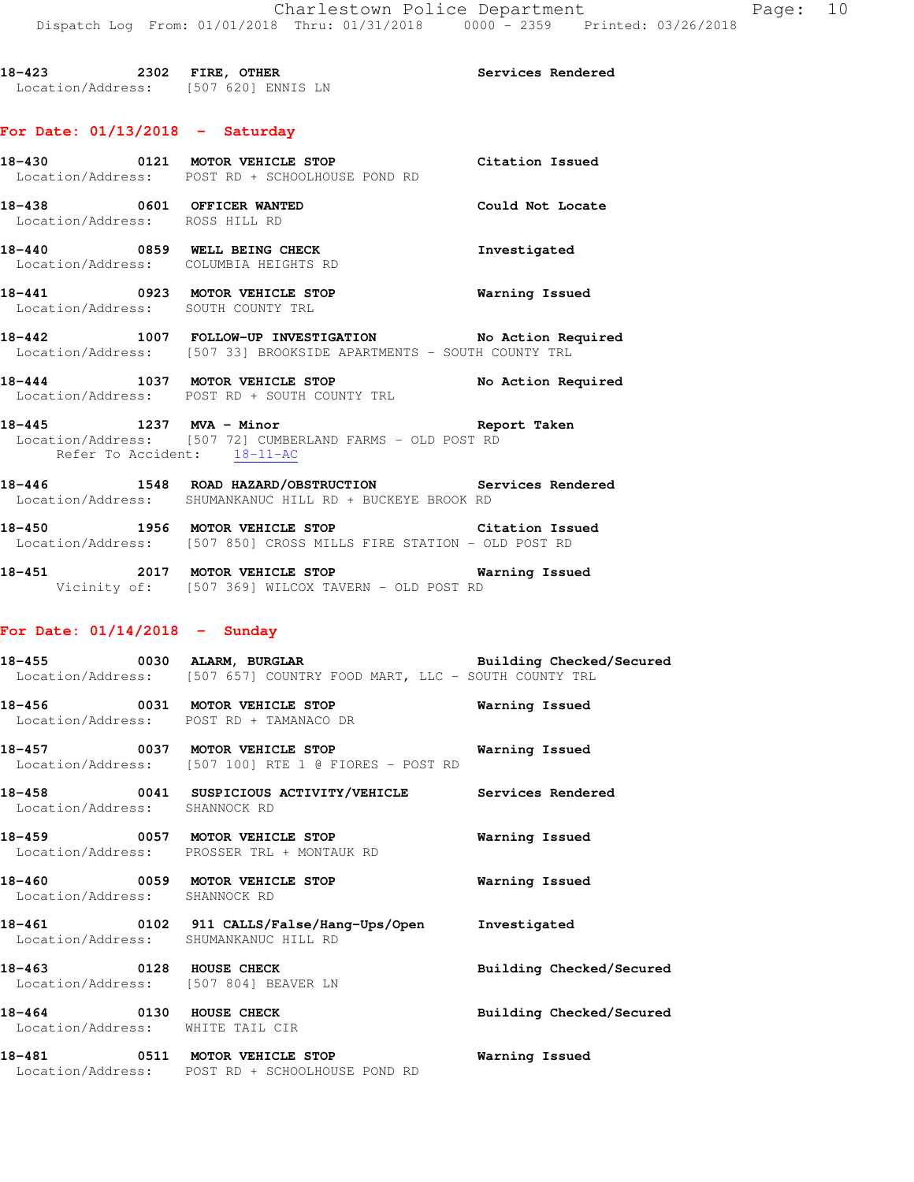18-423 2302 **FIRE, OTHER** Services Rendered
Location/Address: [507 620] ENNIS LN

## For Date: 01/13/2018 - Saturday

18-430 0121 **MOTOR VEHICLE STOP** Citation Issued
Location/Address: POST RD + SCHOOLHOUSE POND RD

18-438 0601 **OFFICER WANTED** Could Not Locate
Location/Address: ROSS HILL RD

18-440 0859 **WELL BEING CHECK** Investigated
Location/Address: COLUMBIA HEIGHTS RD

18-441 0923 **MOTOR VEHICLE STOP** Warning Issued
Location/Address: SOUTH COUNTY TRL

18-442 1007 **FOLLOW-UP INVESTIGATION** No Action Required
Location/Address: [507 33] BROOKSIDE APARTMENTS - SOUTH COUNTY TRL

18-444 1037 **MOTOR VEHICLE STOP** No Action Required
Location/Address: POST RD + SOUTH COUNTY TRL

18-445 1237 **MVA - Minor** Report Taken
Location/Address: [507 72] CUMBERLAND FARMS - OLD POST RD
Refer To Accident: 18-11-AC

18-446 1548 **ROAD HAZARD/OBSTRUCTION** Services Rendered
Location/Address: SHUMANKANUC HILL RD + BUCKEYE BROOK RD

18-450 1956 **MOTOR VEHICLE STOP** Citation Issued
Location/Address: [507 850] CROSS MILLS FIRE STATION - OLD POST RD

18-451 2017 **MOTOR VEHICLE STOP** Warning Issued
Vicinity of: [507 369] WILCOX TAVERN - OLD POST RD

## For Date: 01/14/2018 - Sunday

18-455 0030 **ALARM, BURGLAR** Building Checked/Secured
Location/Address: [507 657] COUNTRY FOOD MART, LLC - SOUTH COUNTY TRL

18-456 0031 **MOTOR VEHICLE STOP** Warning Issued
Location/Address: POST RD + TAMANACO DR

18-457 0037 **MOTOR VEHICLE STOP** Warning Issued
Location/Address: [507 100] RTE 1 @ FIORES - POST RD

18-458 0041 **SUSPICIOUS ACTIVITY/VEHICLE** Services Rendered
Location/Address: SHANNOCK RD

18-459 0057 **MOTOR VEHICLE STOP** Warning Issued
Location/Address: PROSSER TRL + MONTAUK RD

18-460 0059 **MOTOR VEHICLE STOP** Warning Issued
Location/Address: SHANNOCK RD

18-461 0102 **911 CALLS/False/Hang-Ups/Open** Investigated
Location/Address: SHUMANKANUC HILL RD

18-463 0128 **HOUSE CHECK** Building Checked/Secured
Location/Address: [507 804] BEAVER LN

18-464 0130 **HOUSE CHECK** Building Checked/Secured
Location/Address: WHITE TAIL CIR

18-481 0511 **MOTOR VEHICLE STOP** Warning Issued
Location/Address: POST RD + SCHOOLHOUSE POND RD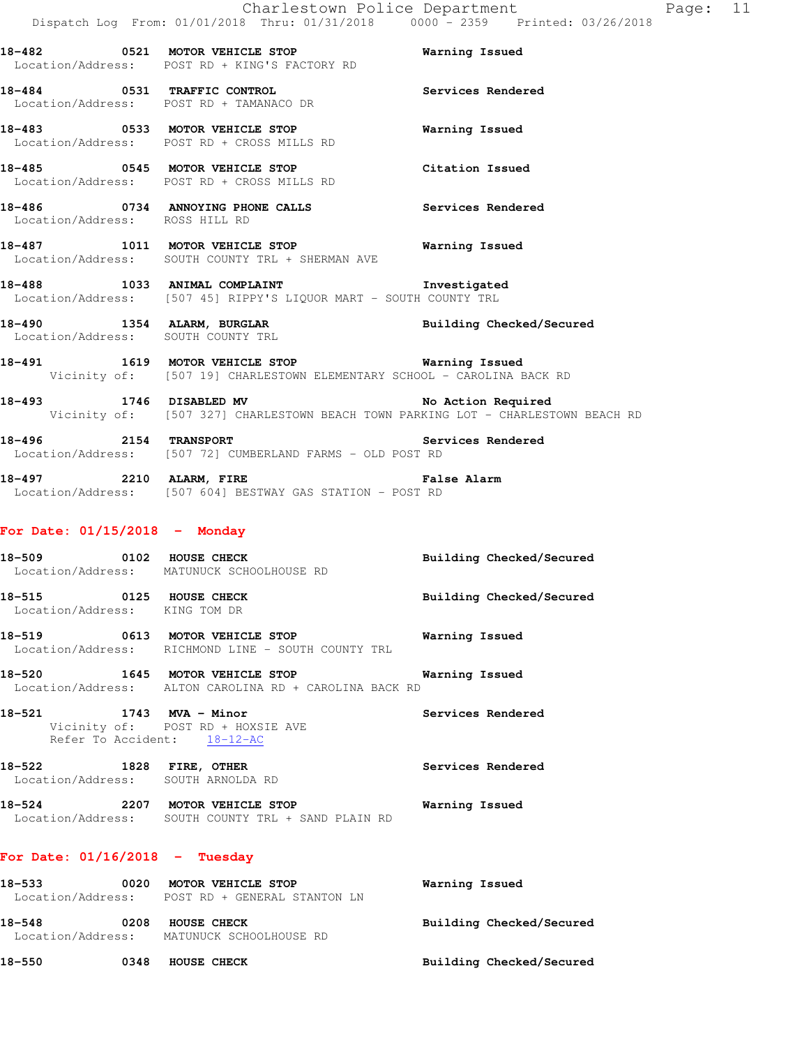18-482 0521 MOTOR VEHICLE STOP Warning Issued
Location/Address: POST RD + KING'S FACTORY RD

18-484 0531 TRAFFIC CONTROL Services Rendered
Location/Address: POST RD + TAMANACO DR

18-483 0533 MOTOR VEHICLE STOP Warning Issued
Location/Address: POST RD + CROSS MILLS RD

18-485 0545 MOTOR VEHICLE STOP Citation Issued
Location/Address: POST RD + CROSS MILLS RD

18-486 0734 ANNOYING PHONE CALLS Services Rendered
Location/Address: ROSS HILL RD

18-487 1011 MOTOR VEHICLE STOP Warning Issued
Location/Address: SOUTH COUNTY TRL + SHERMAN AVE

18-488 1033 ANIMAL COMPLAINT Investigated
Location/Address: [507 45] RIPPY'S LIQUOR MART - SOUTH COUNTY TRL

18-490 1354 ALARM, BURGLAR Building Checked/Secured
Location/Address: SOUTH COUNTY TRL

18-491 1619 MOTOR VEHICLE STOP Warning Issued
Vicinity of: [507 19] CHARLESTOWN ELEMENTARY SCHOOL - CAROLINA BACK RD

18-493 1746 DISABLED MV No Action Required
Vicinity of: [507 327] CHARLESTOWN BEACH TOWN PARKING LOT - CHARLESTOWN BEACH RD

18-496 2154 TRANSPORT Services Rendered
Location/Address: [507 72] CUMBERLAND FARMS - OLD POST RD

18-497 2210 ALARM, FIRE False Alarm
Location/Address: [507 604] BESTWAY GAS STATION - POST RD

## For Date: 01/15/2018 - Monday

18-509 0102 HOUSE CHECK Building Checked/Secured
Location/Address: MATUNUCK SCHOOLHOUSE RD

18-515 0125 HOUSE CHECK Building Checked/Secured
Location/Address: KING TOM DR

18-519 0613 MOTOR VEHICLE STOP Warning Issued
Location/Address: RICHMOND LINE - SOUTH COUNTY TRL

18-520 1645 MOTOR VEHICLE STOP Warning Issued
Location/Address: ALTON CAROLINA RD + CAROLINA BACK RD

18-521 1743 MVA - Minor Services Rendered
Vicinity of: POST RD + HOXSIE AVE
Refer To Accident: 18-12-AC

18-522 1828 FIRE, OTHER Services Rendered
Location/Address: SOUTH ARNOLDA RD

18-524 2207 MOTOR VEHICLE STOP Warning Issued
Location/Address: SOUTH COUNTY TRL + SAND PLAIN RD

## For Date: 01/16/2018 - Tuesday

18-533 0020 MOTOR VEHICLE STOP Warning Issued
Location/Address: POST RD + GENERAL STANTON LN

18-548 0208 HOUSE CHECK Building Checked/Secured
Location/Address: MATUNUCK SCHOOLHOUSE RD

18-550 0348 HOUSE CHECK Building Checked/Secured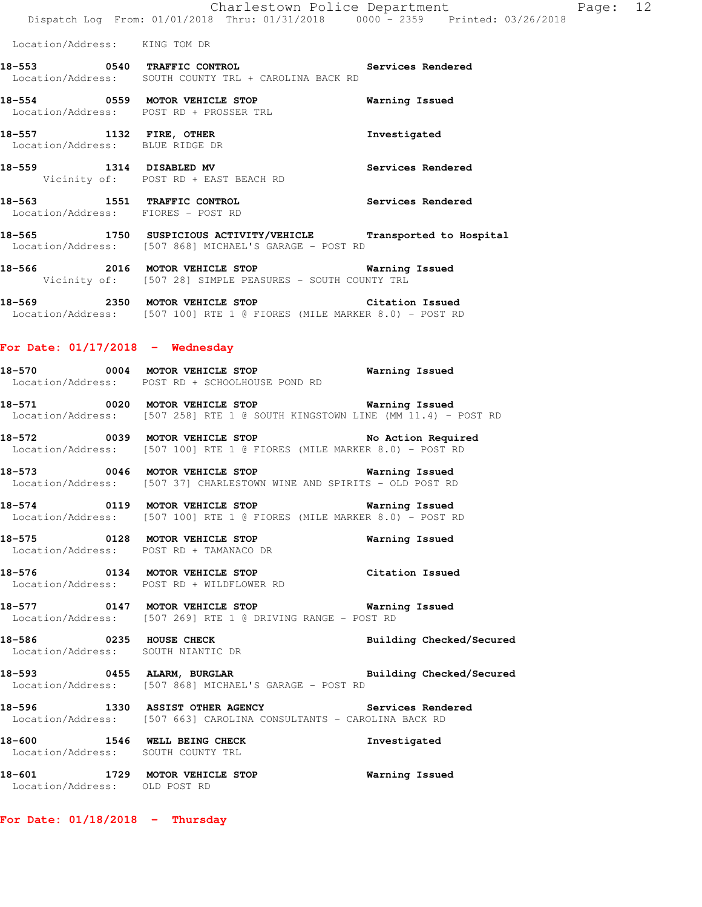Location/Address: KING TOM DR

**18-553** 0540 **TRAFFIC CONTROL** Services Rendered
Location/Address: SOUTH COUNTY TRL + CAROLINA BACK RD

**18-554** 0559 **MOTOR VEHICLE STOP** Warning Issued
Location/Address: POST RD + PROSSER TRL

**18-557** 1132 **FIRE, OTHER** Investigated
Location/Address: BLUE RIDGE DR

**18-559** 1314 **DISABLED MV** Services Rendered
Vicinity of: POST RD + EAST BEACH RD

**18-563** 1551 **TRAFFIC CONTROL** Services Rendered
Location/Address: FIORES - POST RD

**18-565** 1750 **SUSPICIOUS ACTIVITY/VEHICLE** Transported to Hospital
Location/Address: [507 868] MICHAEL'S GARAGE - POST RD

**18-566** 2016 **MOTOR VEHICLE STOP** Warning Issued
Vicinity of: [507 28] SIMPLE PEASURES - SOUTH COUNTY TRL

**18-569** 2350 **MOTOR VEHICLE STOP** Citation Issued
Location/Address: [507 100] RTE 1 @ FIORES (MILE MARKER 8.0) - POST RD

## For Date: 01/17/2018 - Wednesday

**18-570** 0004 **MOTOR VEHICLE STOP** Warning Issued
Location/Address: POST RD + SCHOOLHOUSE POND RD

**18-571** 0020 **MOTOR VEHICLE STOP** Warning Issued
Location/Address: [507 258] RTE 1 @ SOUTH KINGSTOWN LINE (MM 11.4) - POST RD

**18-572** 0039 **MOTOR VEHICLE STOP** No Action Required
Location/Address: [507 100] RTE 1 @ FIORES (MILE MARKER 8.0) - POST RD

**18-573** 0046 **MOTOR VEHICLE STOP** Warning Issued
Location/Address: [507 37] CHARLESTOWN WINE AND SPIRITS - OLD POST RD

**18-574** 0119 **MOTOR VEHICLE STOP** Warning Issued
Location/Address: [507 100] RTE 1 @ FIORES (MILE MARKER 8.0) - POST RD

**18-575** 0128 **MOTOR VEHICLE STOP** Warning Issued
Location/Address: POST RD + TAMANACO DR

**18-576** 0134 **MOTOR VEHICLE STOP** Citation Issued
Location/Address: POST RD + WILDFLOWER RD

**18-577** 0147 **MOTOR VEHICLE STOP** Warning Issued
Location/Address: [507 269] RTE 1 @ DRIVING RANGE - POST RD

**18-586** 0235 **HOUSE CHECK** Building Checked/Secured
Location/Address: SOUTH NIANTIC DR

**18-593** 0455 **ALARM, BURGLAR** Building Checked/Secured
Location/Address: [507 868] MICHAEL'S GARAGE - POST RD

**18-596** 1330 **ASSIST OTHER AGENCY** Services Rendered
Location/Address: [507 663] CAROLINA CONSULTANTS - CAROLINA BACK RD

**18-600** 1546 **WELL BEING CHECK** Investigated
Location/Address: SOUTH COUNTY TRL

**18-601** 1729 **MOTOR VEHICLE STOP** Warning Issued
Location/Address: OLD POST RD

## For Date: 01/18/2018 - Thursday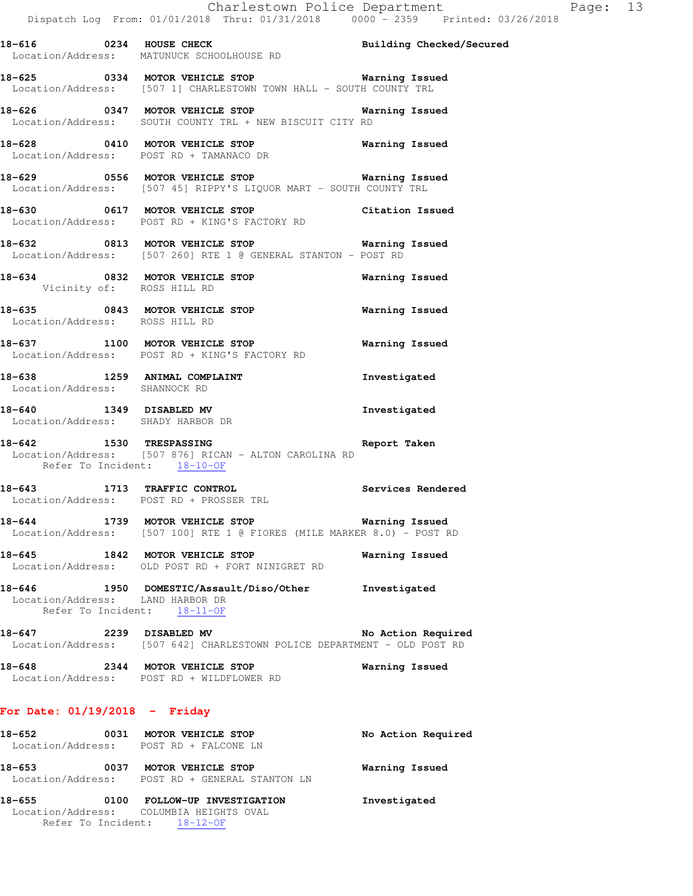18-616 0234 HOUSE CHECK Building Checked/Secured
Location/Address: MATUNUCK SCHOOLHOUSE RD

18-625 0334 MOTOR VEHICLE STOP Warning Issued
Location/Address: [507 1] CHARLESTOWN TOWN HALL - SOUTH COUNTY TRL

18-626 0347 MOTOR VEHICLE STOP Warning Issued
Location/Address: SOUTH COUNTY TRL + NEW BISCUIT CITY RD

18-628 0410 MOTOR VEHICLE STOP Warning Issued
Location/Address: POST RD + TAMANACO DR

18-629 0556 MOTOR VEHICLE STOP Warning Issued
Location/Address: [507 45] RIPPY'S LIQUOR MART - SOUTH COUNTY TRL

18-630 0617 MOTOR VEHICLE STOP Citation Issued
Location/Address: POST RD + KING'S FACTORY RD

18-632 0813 MOTOR VEHICLE STOP Warning Issued
Location/Address: [507 260] RTE 1 @ GENERAL STANTON - POST RD

18-634 0832 MOTOR VEHICLE STOP Warning Issued
Vicinity of: ROSS HILL RD

18-635 0843 MOTOR VEHICLE STOP Warning Issued
Location/Address: ROSS HILL RD

18-637 1100 MOTOR VEHICLE STOP Warning Issued
Location/Address: POST RD + KING'S FACTORY RD

18-638 1259 ANIMAL COMPLAINT Investigated
Location/Address: SHANNOCK RD

18-640 1349 DISABLED MV Investigated
Location/Address: SHADY HARBOR DR

18-642 1530 TRESPASSING Report Taken
Location/Address: [507 876] RICAN - ALTON CAROLINA RD
Refer To Incident: 18-10-OF

18-643 1713 TRAFFIC CONTROL Services Rendered
Location/Address: POST RD + PROSSER TRL

18-644 1739 MOTOR VEHICLE STOP Warning Issued
Location/Address: [507 100] RTE 1 @ FIORES (MILE MARKER 8.0) - POST RD

18-645 1842 MOTOR VEHICLE STOP Warning Issued
Location/Address: OLD POST RD + FORT NINIGRET RD

18-646 1950 DOMESTIC/Assault/Diso/Other Investigated
Location/Address: LAND HARBOR DR
Refer To Incident: 18-11-OF

18-647 2239 DISABLED MV No Action Required
Location/Address: [507 642] CHARLESTOWN POLICE DEPARTMENT - OLD POST RD

18-648 2344 MOTOR VEHICLE STOP Warning Issued
Location/Address: POST RD + WILDFLOWER RD

**For Date: 01/19/2018 - Friday**

18-652 0031 MOTOR VEHICLE STOP No Action Required
Location/Address: POST RD + FALCONE LN

18-653 0037 MOTOR VEHICLE STOP Warning Issued
Location/Address: POST RD + GENERAL STANTON LN

18-655 0100 FOLLOW-UP INVESTIGATION Investigated
Location/Address: COLUMBIA HEIGHTS OVAL
Refer To Incident: 18-12-OF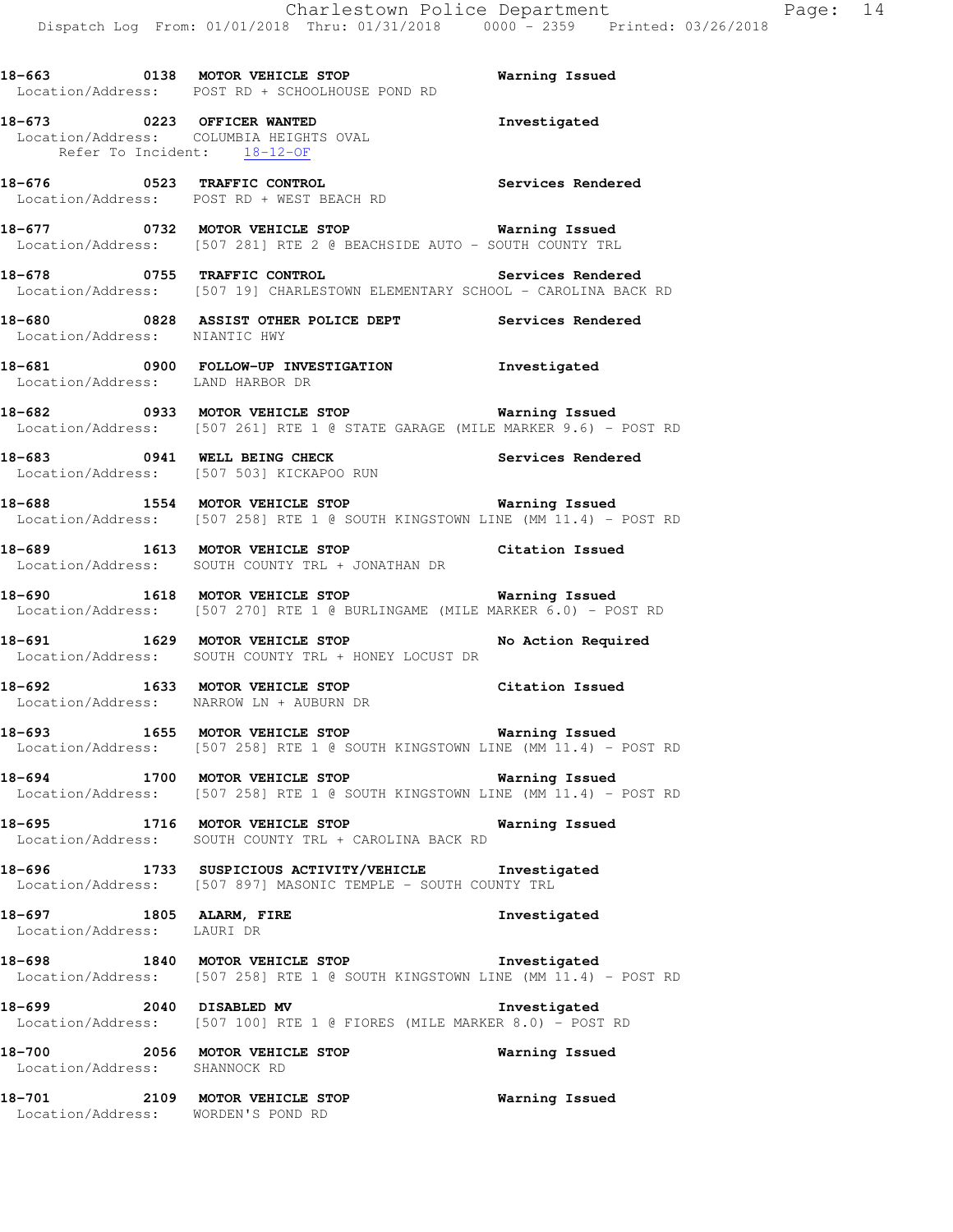18-663 0138 MOTOR VEHICLE STOP Warning Issued
Location/Address: POST RD + SCHOOLHOUSE POND RD

18-673 0223 OFFICER WANTED Investigated
Location/Address: COLUMBIA HEIGHTS OVAL
Refer To Incident: 18-12-OF

18-676 0523 TRAFFIC CONTROL Services Rendered
Location/Address: POST RD + WEST BEACH RD

18-677 0732 MOTOR VEHICLE STOP Warning Issued
Location/Address: [507 281] RTE 2 @ BEACHSIDE AUTO - SOUTH COUNTY TRL

18-678 0755 TRAFFIC CONTROL Services Rendered
Location/Address: [507 19] CHARLESTOWN ELEMENTARY SCHOOL - CAROLINA BACK RD

18-680 0828 ASSIST OTHER POLICE DEPT Services Rendered
Location/Address: NIANTIC HWY

18-681 0900 FOLLOW-UP INVESTIGATION Investigated
Location/Address: LAND HARBOR DR

18-682 0933 MOTOR VEHICLE STOP Warning Issued
Location/Address: [507 261] RTE 1 @ STATE GARAGE (MILE MARKER 9.6) - POST RD

18-683 0941 WELL BEING CHECK Services Rendered
Location/Address: [507 503] KICKAPOO RUN

18-688 1554 MOTOR VEHICLE STOP Warning Issued
Location/Address: [507 258] RTE 1 @ SOUTH KINGSTOWN LINE (MM 11.4) - POST RD

18-689 1613 MOTOR VEHICLE STOP Citation Issued
Location/Address: SOUTH COUNTY TRL + JONATHAN DR

18-690 1618 MOTOR VEHICLE STOP Warning Issued
Location/Address: [507 270] RTE 1 @ BURLINGAME (MILE MARKER 6.0) - POST RD

18-691 1629 MOTOR VEHICLE STOP No Action Required
Location/Address: SOUTH COUNTY TRL + HONEY LOCUST DR

18-692 1633 MOTOR VEHICLE STOP Citation Issued
Location/Address: NARROW LN + AUBURN DR

18-693 1655 MOTOR VEHICLE STOP Warning Issued
Location/Address: [507 258] RTE 1 @ SOUTH KINGSTOWN LINE (MM 11.4) - POST RD

18-694 1700 MOTOR VEHICLE STOP Warning Issued
Location/Address: [507 258] RTE 1 @ SOUTH KINGSTOWN LINE (MM 11.4) - POST RD

18-695 1716 MOTOR VEHICLE STOP Warning Issued
Location/Address: SOUTH COUNTY TRL + CAROLINA BACK RD

18-696 1733 SUSPICIOUS ACTIVITY/VEHICLE Investigated
Location/Address: [507 897] MASONIC TEMPLE - SOUTH COUNTY TRL

18-697 1805 ALARM, FIRE Investigated
Location/Address: LAURI DR

18-698 1840 MOTOR VEHICLE STOP Investigated
Location/Address: [507 258] RTE 1 @ SOUTH KINGSTOWN LINE (MM 11.4) - POST RD

18-699 2040 DISABLED MV Investigated
Location/Address: [507 100] RTE 1 @ FIORES (MILE MARKER 8.0) - POST RD

18-700 2056 MOTOR VEHICLE STOP Warning Issued
Location/Address: SHANNOCK RD

18-701 2109 MOTOR VEHICLE STOP Warning Issued
Location/Address: WORDEN'S POND RD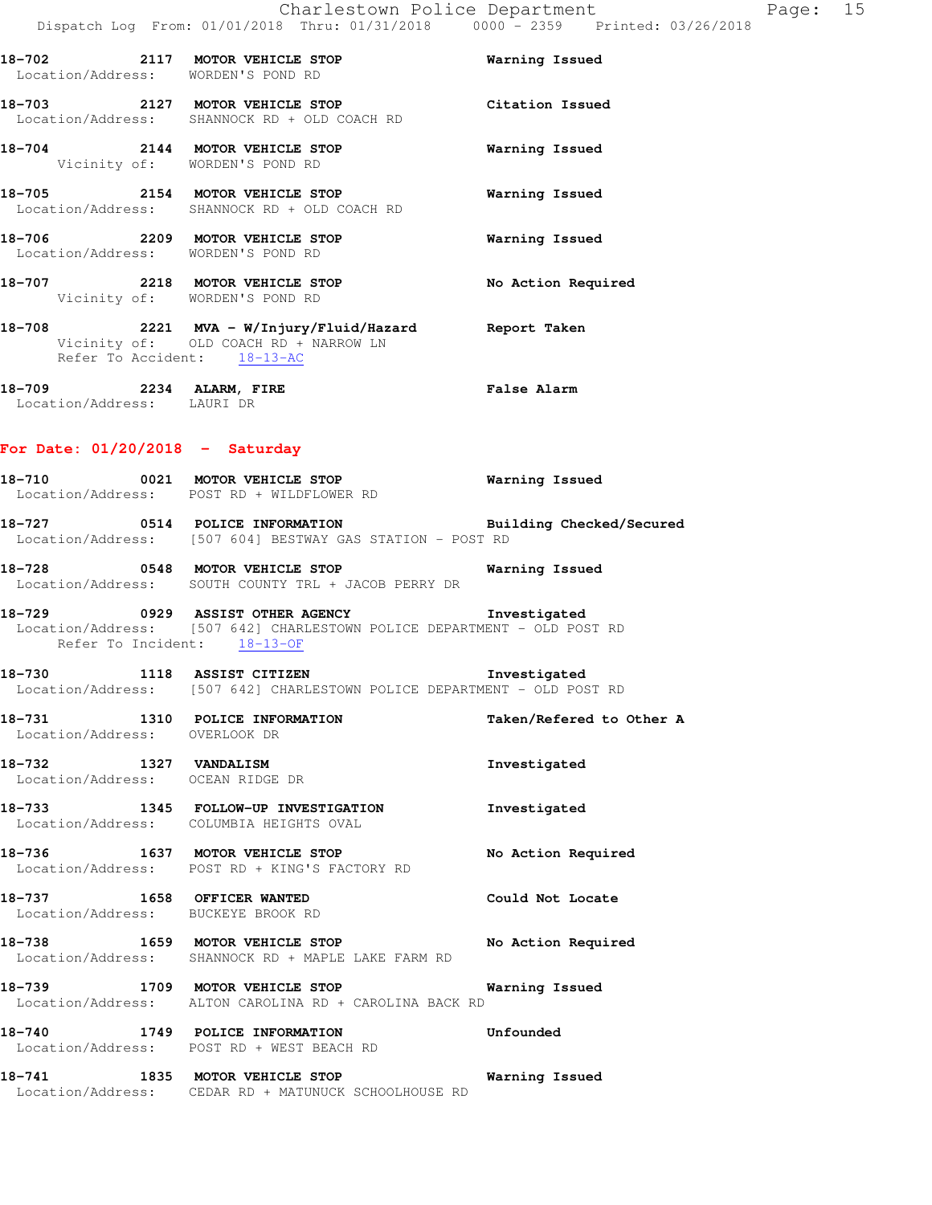18-702 2117 MOTOR VEHICLE STOP Warning Issued
Location/Address: WORDEN'S POND RD

18-703 2127 MOTOR VEHICLE STOP Citation Issued
Location/Address: SHANNOCK RD + OLD COACH RD

18-704 2144 MOTOR VEHICLE STOP Warning Issued
Vicinity of: WORDEN'S POND RD

18-705 2154 MOTOR VEHICLE STOP Warning Issued
Location/Address: SHANNOCK RD + OLD COACH RD

18-706 2209 MOTOR VEHICLE STOP Warning Issued
Location/Address: WORDEN'S POND RD

18-707 2218 MOTOR VEHICLE STOP No Action Required
Vicinity of: WORDEN'S POND RD

18-708 2221 MVA - W/Injury/Fluid/Hazard Report Taken
Vicinity of: OLD COACH RD + NARROW LN
Refer To Accident: 18-13-AC

18-709 2234 ALARM, FIRE False Alarm
Location/Address: LAURI DR

## For Date: 01/20/2018 - Saturday

18-710 0021 MOTOR VEHICLE STOP Warning Issued
Location/Address: POST RD + WILDFLOWER RD

18-727 0514 POLICE INFORMATION Building Checked/Secured
Location/Address: [507 604] BESTWAY GAS STATION - POST RD

18-728 0548 MOTOR VEHICLE STOP Warning Issued
Location/Address: SOUTH COUNTY TRL + JACOB PERRY DR

18-729 0929 ASSIST OTHER AGENCY Investigated
Location/Address: [507 642] CHARLESTOWN POLICE DEPARTMENT - OLD POST RD
Refer To Incident: 18-13-OF

18-730 1118 ASSIST CITIZEN Investigated
Location/Address: [507 642] CHARLESTOWN POLICE DEPARTMENT - OLD POST RD

18-731 1310 POLICE INFORMATION Taken/Refered to Other A
Location/Address: OVERLOOK DR

18-732 1327 VANDALISM Investigated
Location/Address: OCEAN RIDGE DR

18-733 1345 FOLLOW-UP INVESTIGATION Investigated
Location/Address: COLUMBIA HEIGHTS OVAL

18-736 1637 MOTOR VEHICLE STOP No Action Required
Location/Address: POST RD + KING'S FACTORY RD

18-737 1658 OFFICER WANTED Could Not Locate
Location/Address: BUCKEYE BROOK RD

18-738 1659 MOTOR VEHICLE STOP No Action Required
Location/Address: SHANNOCK RD + MAPLE LAKE FARM RD

18-739 1709 MOTOR VEHICLE STOP Warning Issued
Location/Address: ALTON CAROLINA RD + CAROLINA BACK RD

18-740 1749 POLICE INFORMATION Unfounded
Location/Address: POST RD + WEST BEACH RD

18-741 1835 MOTOR VEHICLE STOP Warning Issued
Location/Address: CEDAR RD + MATUNUCK SCHOOLHOUSE RD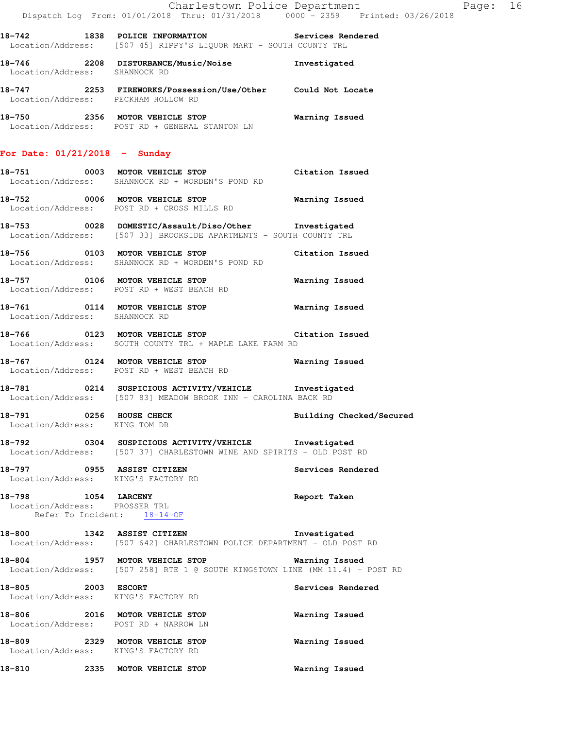**18-742 1838 POLICE INFORMATION — Services Rendered**
Location/Address: [507 45] RIPPY'S LIQUOR MART - SOUTH COUNTY TRL

**18-746 2208 DISTURBANCE/Music/Noise — Investigated**
Location/Address: SHANNOCK RD

**18-747 2253 FIREWORKS/Possession/Use/Other — Could Not Locate**
Location/Address: PECKHAM HOLLOW RD

**18-750 2356 MOTOR VEHICLE STOP — Warning Issued**
Location/Address: POST RD + GENERAL STANTON LN

## For Date: 01/21/2018 - Sunday

**18-751 0003 MOTOR VEHICLE STOP — Citation Issued**
Location/Address: SHANNOCK RD + WORDEN'S POND RD

**18-752 0006 MOTOR VEHICLE STOP — Warning Issued**
Location/Address: POST RD + CROSS MILLS RD

**18-753 0028 DOMESTIC/Assault/Diso/Other — Investigated**
Location/Address: [507 33] BROOKSIDE APARTMENTS - SOUTH COUNTY TRL

**18-756 0103 MOTOR VEHICLE STOP — Citation Issued**
Location/Address: SHANNOCK RD + WORDEN'S POND RD

**18-757 0106 MOTOR VEHICLE STOP — Warning Issued**
Location/Address: POST RD + WEST BEACH RD

**18-761 0114 MOTOR VEHICLE STOP — Warning Issued**
Location/Address: SHANNOCK RD

**18-766 0123 MOTOR VEHICLE STOP — Citation Issued**
Location/Address: SOUTH COUNTY TRL + MAPLE LAKE FARM RD

**18-767 0124 MOTOR VEHICLE STOP — Warning Issued**
Location/Address: POST RD + WEST BEACH RD

**18-781 0214 SUSPICIOUS ACTIVITY/VEHICLE — Investigated**
Location/Address: [507 83] MEADOW BROOK INN - CAROLINA BACK RD

**18-791 0256 HOUSE CHECK — Building Checked/Secured**
Location/Address: KING TOM DR

**18-792 0304 SUSPICIOUS ACTIVITY/VEHICLE — Investigated**
Location/Address: [507 37] CHARLESTOWN WINE AND SPIRITS - OLD POST RD

**18-797 0955 ASSIST CITIZEN — Services Rendered**
Location/Address: KING'S FACTORY RD

**18-798 1054 LARCENY — Report Taken**
Location/Address: PROSSER TRL
Refer To Incident: 18-14-OF

**18-800 1342 ASSIST CITIZEN — Investigated**
Location/Address: [507 642] CHARLESTOWN POLICE DEPARTMENT - OLD POST RD

**18-804 1957 MOTOR VEHICLE STOP — Warning Issued**
Location/Address: [507 258] RTE 1 @ SOUTH KINGSTOWN LINE (MM 11.4) - POST RD

**18-805 2003 ESCORT — Services Rendered**
Location/Address: KING'S FACTORY RD

**18-806 2016 MOTOR VEHICLE STOP — Warning Issued**
Location/Address: POST RD + NARROW LN

**18-809 2329 MOTOR VEHICLE STOP — Warning Issued**
Location/Address: KING'S FACTORY RD

**18-810 2335 MOTOR VEHICLE STOP — Warning Issued**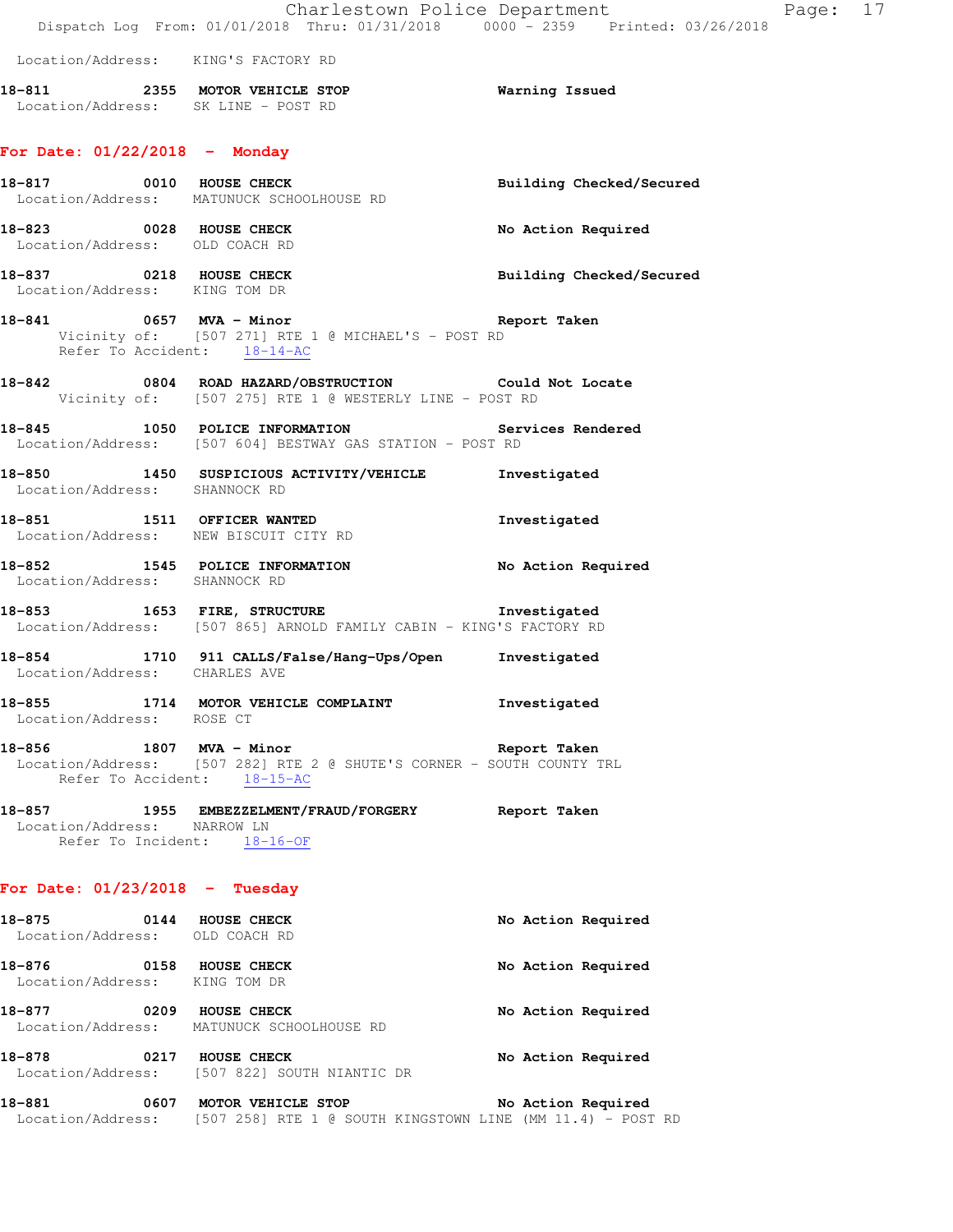Location/Address: KING'S FACTORY RD

**18-811** 2355 **MOTOR VEHICLE STOP** **Warning Issued**
Location/Address: SK LINE - POST RD

## For Date: 01/22/2018 - Monday

**18-817** 0010 **HOUSE CHECK** **Building Checked/Secured**
Location/Address: MATUNUCK SCHOOLHOUSE RD

**18-823** 0028 **HOUSE CHECK** **No Action Required**
Location/Address: OLD COACH RD

**18-837** 0218 **HOUSE CHECK** **Building Checked/Secured**
Location/Address: KING TOM DR

**18-841** 0657 **MVA - Minor** **Report Taken**
Vicinity of: [507 271] RTE 1 @ MICHAEL'S - POST RD
Refer To Accident: 18-14-AC

**18-842** 0804 **ROAD HAZARD/OBSTRUCTION** **Could Not Locate**
Vicinity of: [507 275] RTE 1 @ WESTERLY LINE - POST RD

**18-845** 1050 **POLICE INFORMATION** **Services Rendered**
Location/Address: [507 604] BESTWAY GAS STATION - POST RD

**18-850** 1450 **SUSPICIOUS ACTIVITY/VEHICLE** **Investigated**
Location/Address: SHANNOCK RD

**18-851** 1511 **OFFICER WANTED** **Investigated**
Location/Address: NEW BISCUIT CITY RD

**18-852** 1545 **POLICE INFORMATION** **No Action Required**
Location/Address: SHANNOCK RD

**18-853** 1653 **FIRE, STRUCTURE** **Investigated**
Location/Address: [507 865] ARNOLD FAMILY CABIN - KING'S FACTORY RD

**18-854** 1710 **911 CALLS/False/Hang-Ups/Open** **Investigated**
Location/Address: CHARLES AVE

**18-855** 1714 **MOTOR VEHICLE COMPLAINT** **Investigated**
Location/Address: ROSE CT

**18-856** 1807 **MVA - Minor** **Report Taken**
Location/Address: [507 282] RTE 2 @ SHUTE'S CORNER - SOUTH COUNTY TRL
Refer To Accident: 18-15-AC

**18-857** 1955 **EMBEZZELMENT/FRAUD/FORGERY** **Report Taken**
Location/Address: NARROW LN
Refer To Incident: 18-16-OF

## For Date: 01/23/2018 - Tuesday

**18-875** 0144 **HOUSE CHECK** **No Action Required**
Location/Address: OLD COACH RD

**18-876** 0158 **HOUSE CHECK** **No Action Required**
Location/Address: KING TOM DR

**18-877** 0209 **HOUSE CHECK** **No Action Required**
Location/Address: MATUNUCK SCHOOLHOUSE RD

**18-878** 0217 **HOUSE CHECK** **No Action Required**
Location/Address: [507 822] SOUTH NIANTIC DR

**18-881** 0607 **MOTOR VEHICLE STOP** **No Action Required**
Location/Address: [507 258] RTE 1 @ SOUTH KINGSTOWN LINE (MM 11.4) - POST RD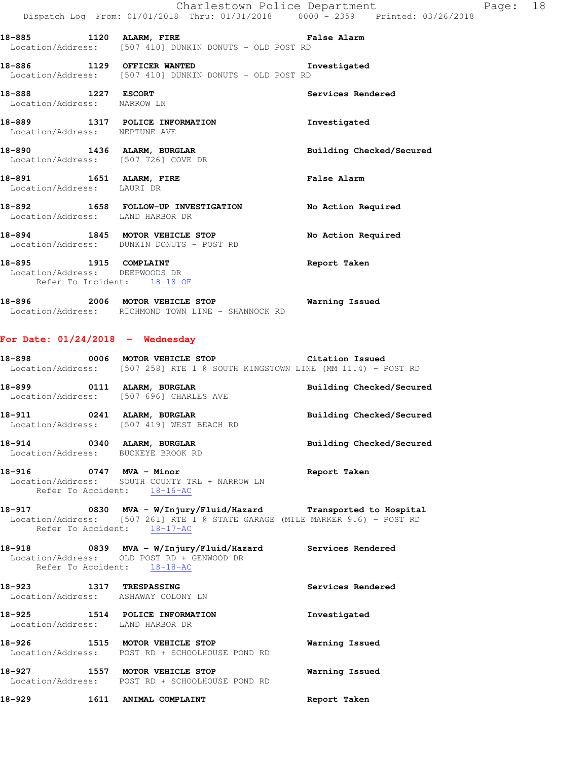**18-885** 1120 **ALARM, FIRE** **False Alarm**
Location/Address: [507 410] DUNKIN DONUTS - OLD POST RD

**18-886** 1129 **OFFICER WANTED** **Investigated**
Location/Address: [507 410] DUNKIN DONUTS - OLD POST RD

**18-888** 1227 **ESCORT** **Services Rendered**
Location/Address: NARROW LN

**18-889** 1317 **POLICE INFORMATION** **Investigated**
Location/Address: NEPTUNE AVE

**18-890** 1436 **ALARM, BURGLAR** **Building Checked/Secured**
Location/Address: [507 726] COVE DR

**18-891** 1651 **ALARM, FIRE** **False Alarm**
Location/Address: LAURI DR

**18-892** 1658 **FOLLOW-UP INVESTIGATION** **No Action Required**
Location/Address: LAND HARBOR DR

**18-894** 1845 **MOTOR VEHICLE STOP** **No Action Required**
Location/Address: DUNKIN DONUTS - POST RD

**18-895** 1915 **COMPLAINT** **Report Taken**
Location/Address: DEEPWOODS DR
Refer To Incident: 18-18-OF

**18-896** 2006 **MOTOR VEHICLE STOP** **Warning Issued**
Location/Address: RICHMOND TOWN LINE - SHANNOCK RD

## For Date: 01/24/2018 - Wednesday

**18-898** 0006 **MOTOR VEHICLE STOP** **Citation Issued**
Location/Address: [507 258] RTE 1 @ SOUTH KINGSTOWN LINE (MM 11.4) - POST RD

**18-899** 0111 **ALARM, BURGLAR** **Building Checked/Secured**
Location/Address: [507 696] CHARLES AVE

**18-911** 0241 **ALARM, BURGLAR** **Building Checked/Secured**
Location/Address: [507 419] WEST BEACH RD

**18-914** 0340 **ALARM, BURGLAR** **Building Checked/Secured**
Location/Address: BUCKEYE BROOK RD

**18-916** 0747 **MVA - Minor** **Report Taken**
Location/Address: SOUTH COUNTY TRL + NARROW LN
Refer To Accident: 18-16-AC

**18-917** 0830 **MVA - W/Injury/Fluid/Hazard** **Transported to Hospital**
Location/Address: [507 261] RTE 1 @ STATE GARAGE (MILE MARKER 9.6) - POST RD
Refer To Accident: 18-17-AC

**18-918** 0839 **MVA - W/Injury/Fluid/Hazard** **Services Rendered**
Location/Address: OLD POST RD + GENWOOD DR
Refer To Accident: 18-18-AC

**18-923** 1317 **TRESPASSING** **Services Rendered**
Location/Address: ASHAWAY COLONY LN

**18-925** 1514 **POLICE INFORMATION** **Investigated**
Location/Address: LAND HARBOR DR

**18-926** 1515 **MOTOR VEHICLE STOP** **Warning Issued**
Location/Address: POST RD + SCHOOLHOUSE POND RD

**18-927** 1557 **MOTOR VEHICLE STOP** **Warning Issued**
Location/Address: POST RD + SCHOOLHOUSE POND RD

**18-929** 1611 **ANIMAL COMPLAINT** **Report Taken**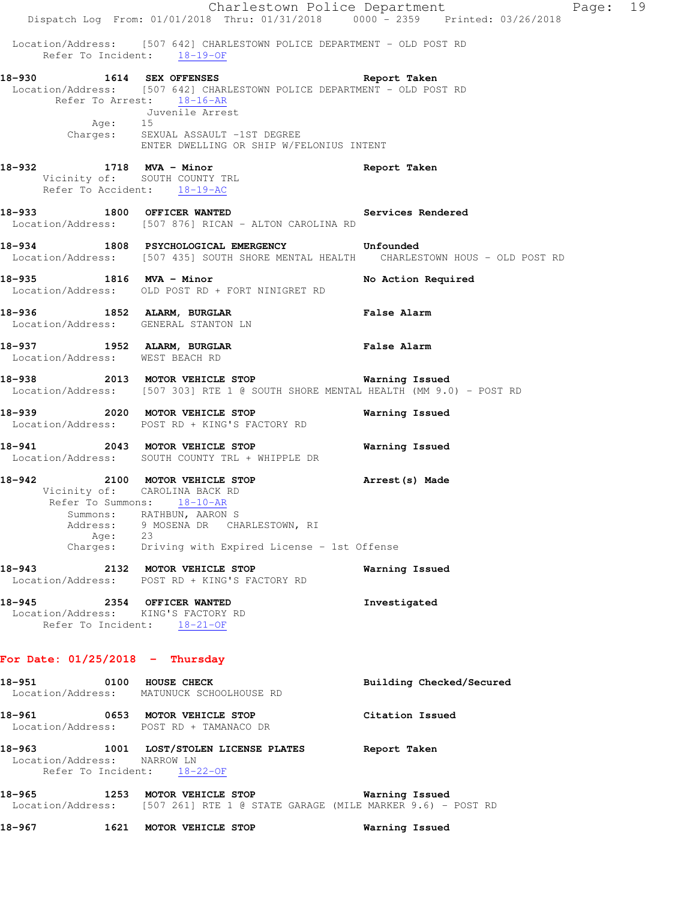Location/Address: [507 642] CHARLESTOWN POLICE DEPARTMENT - OLD POST RD
Refer To Incident: 18-19-OF

**18-930 1614 SEX OFFENSES** **Report Taken**
Location/Address: [507 642] CHARLESTOWN POLICE DEPARTMENT - OLD POST RD
Refer To Arrest: 18-16-AR
Juvenile Arrest
Age: 15
Charges: SEXUAL ASSAULT -1ST DEGREE
ENTER DWELLING OR SHIP W/FELONIUS INTENT

**18-932 1718 MVA - Minor** **Report Taken**
Vicinity of: SOUTH COUNTY TRL
Refer To Accident: 18-19-AC

**18-933 1800 OFFICER WANTED** **Services Rendered**
Location/Address: [507 876] RICAN - ALTON CAROLINA RD

**18-934 1808 PSYCHOLOGICAL EMERGENCY** **Unfounded**
Location/Address: [507 435] SOUTH SHORE MENTAL HEALTH CHARLESTOWN HOUS - OLD POST RD

**18-935 1816 MVA - Minor** **No Action Required**
Location/Address: OLD POST RD + FORT NINIGRET RD

**18-936 1852 ALARM, BURGLAR** **False Alarm**
Location/Address: GENERAL STANTON LN

**18-937 1952 ALARM, BURGLAR** **False Alarm**
Location/Address: WEST BEACH RD

**18-938 2013 MOTOR VEHICLE STOP** **Warning Issued**
Location/Address: [507 303] RTE 1 @ SOUTH SHORE MENTAL HEALTH (MM 9.0) - POST RD

**18-939 2020 MOTOR VEHICLE STOP** **Warning Issued**
Location/Address: POST RD + KING'S FACTORY RD

**18-941 2043 MOTOR VEHICLE STOP** **Warning Issued**
Location/Address: SOUTH COUNTY TRL + WHIPPLE DR

**18-942 2100 MOTOR VEHICLE STOP** **Arrest(s) Made**
Vicinity of: CAROLINA BACK RD
Refer To Summons: 18-10-AR
Summons: RATHBUN, AARON S
Address: 9 MOSENA DR CHARLESTOWN, RI
Age: 23
Charges: Driving with Expired License - 1st Offense

**18-943 2132 MOTOR VEHICLE STOP** **Warning Issued**
Location/Address: POST RD + KING'S FACTORY RD

**18-945 2354 OFFICER WANTED** **Investigated**
Location/Address: KING'S FACTORY RD
Refer To Incident: 18-21-OF

## For Date: 01/25/2018 - Thursday

**18-951 0100 HOUSE CHECK** **Building Checked/Secured**
Location/Address: MATUNUCK SCHOOLHOUSE RD

**18-961 0653 MOTOR VEHICLE STOP** **Citation Issued**
Location/Address: POST RD + TAMANACO DR

**18-963 1001 LOST/STOLEN LICENSE PLATES** **Report Taken**
Location/Address: NARROW LN
Refer To Incident: 18-22-OF

**18-965 1253 MOTOR VEHICLE STOP** **Warning Issued**
Location/Address: [507 261] RTE 1 @ STATE GARAGE (MILE MARKER 9.6) - POST RD

**18-967 1621 MOTOR VEHICLE STOP** **Warning Issued**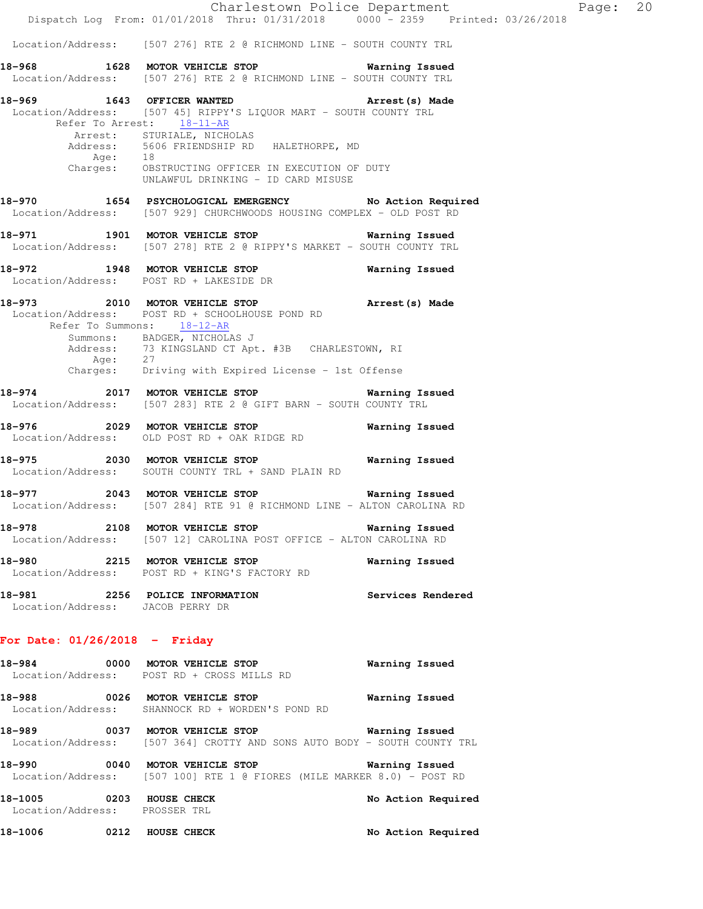Location/Address: [507 276] RTE 2 @ RICHMOND LINE - SOUTH COUNTY TRL

**18-968 1628 MOTOR VEHICLE STOP** **Warning Issued**
Location/Address: [507 276] RTE 2 @ RICHMOND LINE - SOUTH COUNTY TRL

**18-969 1643 OFFICER WANTED** **Arrest(s) Made**
Location/Address: [507 45] RIPPY'S LIQUOR MART - SOUTH COUNTY TRL
Refer To Arrest: 18-11-AR
Arrest: STURIALE, NICHOLAS
Address: 5606 FRIENDSHIP RD HALETHORPE, MD
Age: 18
Charges: OBSTRUCTING OFFICER IN EXECUTION OF DUTY
UNLAWFUL DRINKING - ID CARD MISUSE

**18-970 1654 PSYCHOLOGICAL EMERGENCY** **No Action Required**
Location/Address: [507 929] CHURCHWOODS HOUSING COMPLEX - OLD POST RD

**18-971 1901 MOTOR VEHICLE STOP** **Warning Issued**
Location/Address: [507 278] RTE 2 @ RIPPY'S MARKET - SOUTH COUNTY TRL

**18-972 1948 MOTOR VEHICLE STOP** **Warning Issued**
Location/Address: POST RD + LAKESIDE DR

**18-973 2010 MOTOR VEHICLE STOP** **Arrest(s) Made**
Location/Address: POST RD + SCHOOLHOUSE POND RD
Refer To Summons: 18-12-AR
Summons: BADGER, NICHOLAS J
Address: 73 KINGSLAND CT Apt. #3B CHARLESTOWN, RI
Age: 27
Charges: Driving with Expired License - 1st Offense

**18-974 2017 MOTOR VEHICLE STOP** **Warning Issued**
Location/Address: [507 283] RTE 2 @ GIFT BARN - SOUTH COUNTY TRL

**18-976 2029 MOTOR VEHICLE STOP** **Warning Issued**
Location/Address: OLD POST RD + OAK RIDGE RD

**18-975 2030 MOTOR VEHICLE STOP** **Warning Issued**
Location/Address: SOUTH COUNTY TRL + SAND PLAIN RD

**18-977 2043 MOTOR VEHICLE STOP** **Warning Issued**
Location/Address: [507 284] RTE 91 @ RICHMOND LINE - ALTON CAROLINA RD

**18-978 2108 MOTOR VEHICLE STOP** **Warning Issued**
Location/Address: [507 12] CAROLINA POST OFFICE - ALTON CAROLINA RD

**18-980 2215 MOTOR VEHICLE STOP** **Warning Issued**
Location/Address: POST RD + KING'S FACTORY RD

**18-981 2256 POLICE INFORMATION** **Services Rendered**
Location/Address: JACOB PERRY DR

## For Date: 01/26/2018 - Friday

**18-984 0000 MOTOR VEHICLE STOP** **Warning Issued**
Location/Address: POST RD + CROSS MILLS RD

**18-988 0026 MOTOR VEHICLE STOP** **Warning Issued**
Location/Address: SHANNOCK RD + WORDEN'S POND RD

**18-989 0037 MOTOR VEHICLE STOP** **Warning Issued**
Location/Address: [507 364] CROTTY AND SONS AUTO BODY - SOUTH COUNTY TRL

**18-990 0040 MOTOR VEHICLE STOP** **Warning Issued**
Location/Address: [507 100] RTE 1 @ FIORES (MILE MARKER 8.0) - POST RD

**18-1005 0203 HOUSE CHECK** **No Action Required**
Location/Address: PROSSER TRL

**18-1006 0212 HOUSE CHECK** **No Action Required**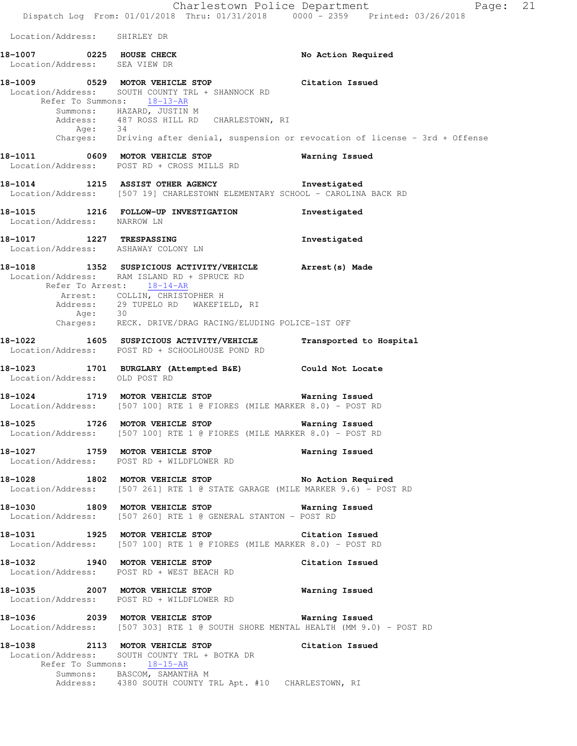Location/Address: SHIRLEY DR

**18-1007** 0225 **HOUSE CHECK** — **No Action Required**
Location/Address: SEA VIEW DR

**18-1009** 0529 **MOTOR VEHICLE STOP** — **Citation Issued**
Location/Address: SOUTH COUNTY TRL + SHANNOCK RD
Refer To Summons: 18-13-AR
Summons: HAZARD, JUSTIN M
Address: 487 ROSS HILL RD CHARLESTOWN, RI
Age: 34
Charges: Driving after denial, suspension or revocation of license - 3rd + Offense

**18-1011** 0609 **MOTOR VEHICLE STOP** — **Warning Issued**
Location/Address: POST RD + CROSS MILLS RD

**18-1014** 1215 **ASSIST OTHER AGENCY** — **Investigated**
Location/Address: [507 19] CHARLESTOWN ELEMENTARY SCHOOL - CAROLINA BACK RD

**18-1015** 1216 **FOLLOW-UP INVESTIGATION** — **Investigated**
Location/Address: NARROW LN

**18-1017** 1227 **TRESPASSING** — **Investigated**
Location/Address: ASHAWAY COLONY LN

**18-1018** 1352 **SUSPICIOUS ACTIVITY/VEHICLE** — **Arrest(s) Made**
Location/Address: RAM ISLAND RD + SPRUCE RD
Refer To Arrest: 18-14-AR
Arrest: COLLIN, CHRISTOPHER H
Address: 29 TUPELO RD WAKEFIELD, RI
Age: 30
Charges: RECK. DRIVE/DRAG RACING/ELUDING POLICE-1ST OFF

**18-1022** 1605 **SUSPICIOUS ACTIVITY/VEHICLE** — **Transported to Hospital**
Location/Address: POST RD + SCHOOLHOUSE POND RD

**18-1023** 1701 **BURGLARY (Attempted B&E)** — **Could Not Locate**
Location/Address: OLD POST RD

**18-1024** 1719 **MOTOR VEHICLE STOP** — **Warning Issued**
Location/Address: [507 100] RTE 1 @ FIORES (MILE MARKER 8.0) - POST RD

**18-1025** 1726 **MOTOR VEHICLE STOP** — **Warning Issued**
Location/Address: [507 100] RTE 1 @ FIORES (MILE MARKER 8.0) - POST RD

**18-1027** 1759 **MOTOR VEHICLE STOP** — **Warning Issued**
Location/Address: POST RD + WILDFLOWER RD

**18-1028** 1802 **MOTOR VEHICLE STOP** — **No Action Required**
Location/Address: [507 261] RTE 1 @ STATE GARAGE (MILE MARKER 9.6) - POST RD

**18-1030** 1809 **MOTOR VEHICLE STOP** — **Warning Issued**
Location/Address: [507 260] RTE 1 @ GENERAL STANTON - POST RD

**18-1031** 1925 **MOTOR VEHICLE STOP** — **Citation Issued**
Location/Address: [507 100] RTE 1 @ FIORES (MILE MARKER 8.0) - POST RD

**18-1032** 1940 **MOTOR VEHICLE STOP** — **Citation Issued**
Location/Address: POST RD + WEST BEACH RD

**18-1035** 2007 **MOTOR VEHICLE STOP** — **Warning Issued**
Location/Address: POST RD + WILDFLOWER RD

**18-1036** 2039 **MOTOR VEHICLE STOP** — **Warning Issued**
Location/Address: [507 303] RTE 1 @ SOUTH SHORE MENTAL HEALTH (MM 9.0) - POST RD

**18-1038** 2113 **MOTOR VEHICLE STOP** — **Citation Issued**
Location/Address: SOUTH COUNTY TRL + BOTKA DR
Refer To Summons: 18-15-AR
Summons: BASCOM, SAMANTHA M
Address: 4380 SOUTH COUNTY TRL Apt. #10 CHARLESTOWN, RI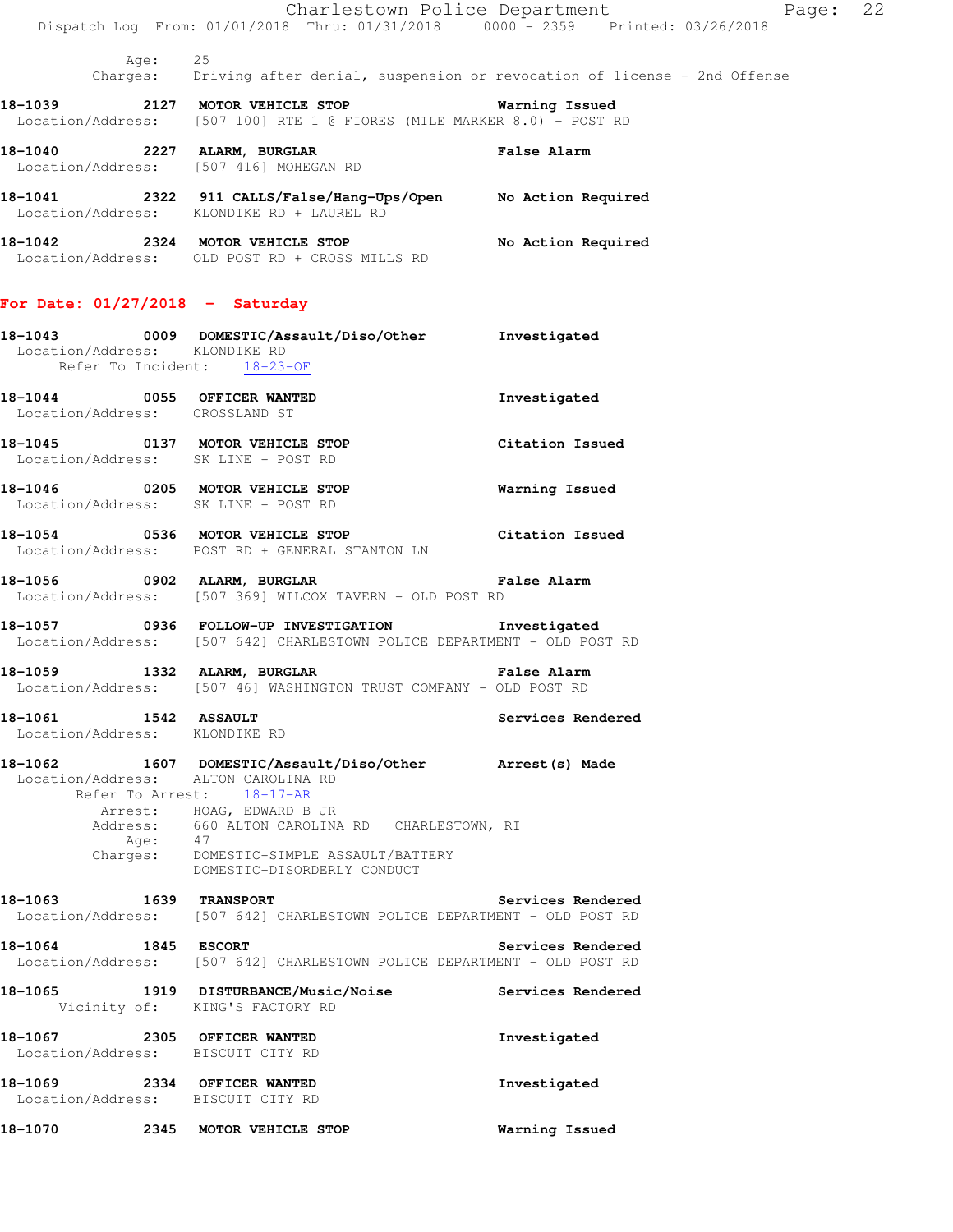Age: 25
Charges: Driving after denial, suspension or revocation of license - 2nd Offense

**18-1039 2127 MOTOR VEHICLE STOP** Warning Issued
Location/Address: [507 100] RTE 1 @ FIORES (MILE MARKER 8.0) - POST RD

**18-1040 2227 ALARM, BURGLAR** False Alarm
Location/Address: [507 416] MOHEGAN RD

**18-1041 2322 911 CALLS/False/Hang-Ups/Open** No Action Required
Location/Address: KLONDIKE RD + LAUREL RD

**18-1042 2324 MOTOR VEHICLE STOP** No Action Required
Location/Address: OLD POST RD + CROSS MILLS RD

## For Date: 01/27/2018 - Saturday

**18-1043 0009 DOMESTIC/Assault/Diso/Other** Investigated
Location/Address: KLONDIKE RD
Refer To Incident: 18-23-OF

**18-1044 0055 OFFICER WANTED** Investigated
Location/Address: CROSSLAND ST

**18-1045 0137 MOTOR VEHICLE STOP** Citation Issued
Location/Address: SK LINE - POST RD

**18-1046 0205 MOTOR VEHICLE STOP** Warning Issued
Location/Address: SK LINE - POST RD

**18-1054 0536 MOTOR VEHICLE STOP** Citation Issued
Location/Address: POST RD + GENERAL STANTON LN

**18-1056 0902 ALARM, BURGLAR** False Alarm
Location/Address: [507 369] WILCOX TAVERN - OLD POST RD

**18-1057 0936 FOLLOW-UP INVESTIGATION** Investigated
Location/Address: [507 642] CHARLESTOWN POLICE DEPARTMENT - OLD POST RD

**18-1059 1332 ALARM, BURGLAR** False Alarm
Location/Address: [507 46] WASHINGTON TRUST COMPANY - OLD POST RD

**18-1061 1542 ASSAULT** Services Rendered
Location/Address: KLONDIKE RD

**18-1062 1607 DOMESTIC/Assault/Diso/Other** Arrest(s) Made
Location/Address: ALTON CAROLINA RD
Refer To Arrest: 18-17-AR
Arrest: HOAG, EDWARD B JR
Address: 660 ALTON CAROLINA RD CHARLESTOWN, RI
Age: 47
Charges: DOMESTIC-SIMPLE ASSAULT/BATTERY
DOMESTIC-DISORDERLY CONDUCT

**18-1063 1639 TRANSPORT** Services Rendered
Location/Address: [507 642] CHARLESTOWN POLICE DEPARTMENT - OLD POST RD

**18-1064 1845 ESCORT** Services Rendered
Location/Address: [507 642] CHARLESTOWN POLICE DEPARTMENT - OLD POST RD

**18-1065 1919 DISTURBANCE/Music/Noise** Services Rendered
Vicinity of: KING'S FACTORY RD

**18-1067 2305 OFFICER WANTED** Investigated
Location/Address: BISCUIT CITY RD

**18-1069 2334 OFFICER WANTED** Investigated
Location/Address: BISCUIT CITY RD

**18-1070 2345 MOTOR VEHICLE STOP** Warning Issued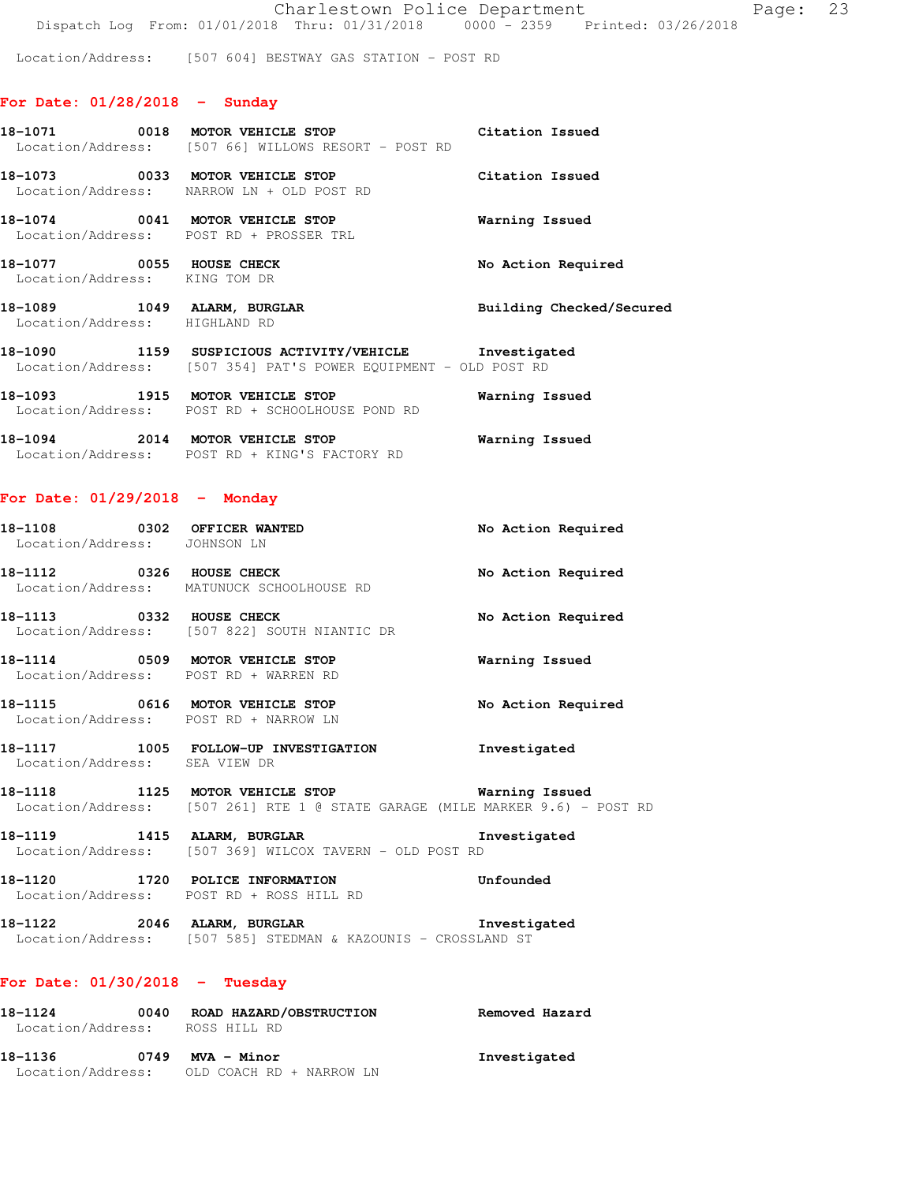Location/Address: [507 604] BESTWAY GAS STATION - POST RD

## For Date: 01/28/2018 - Sunday

**18-1071 0018 MOTOR VEHICLE STOP** Citation Issued
Location/Address: [507 66] WILLOWS RESORT - POST RD

**18-1073 0033 MOTOR VEHICLE STOP** Citation Issued
Location/Address: NARROW LN + OLD POST RD

**18-1074 0041 MOTOR VEHICLE STOP** Warning Issued
Location/Address: POST RD + PROSSER TRL

**18-1077 0055 HOUSE CHECK** No Action Required
Location/Address: KING TOM DR

**18-1089 1049 ALARM, BURGLAR** Building Checked/Secured
Location/Address: HIGHLAND RD

**18-1090 1159 SUSPICIOUS ACTIVITY/VEHICLE** Investigated
Location/Address: [507 354] PAT'S POWER EQUIPMENT - OLD POST RD

**18-1093 1915 MOTOR VEHICLE STOP** Warning Issued
Location/Address: POST RD + SCHOOLHOUSE POND RD

**18-1094 2014 MOTOR VEHICLE STOP** Warning Issued
Location/Address: POST RD + KING'S FACTORY RD

## For Date: 01/29/2018 - Monday

**18-1108 0302 OFFICER WANTED** No Action Required
Location/Address: JOHNSON LN

**18-1112 0326 HOUSE CHECK** No Action Required
Location/Address: MATUNUCK SCHOOLHOUSE RD

**18-1113 0332 HOUSE CHECK** No Action Required
Location/Address: [507 822] SOUTH NIANTIC DR

**18-1114 0509 MOTOR VEHICLE STOP** Warning Issued
Location/Address: POST RD + WARREN RD

**18-1115 0616 MOTOR VEHICLE STOP** No Action Required
Location/Address: POST RD + NARROW LN

**18-1117 1005 FOLLOW-UP INVESTIGATION** Investigated
Location/Address: SEA VIEW DR

**18-1118 1125 MOTOR VEHICLE STOP** Warning Issued
Location/Address: [507 261] RTE 1 @ STATE GARAGE (MILE MARKER 9.6) - POST RD

**18-1119 1415 ALARM, BURGLAR** Investigated
Location/Address: [507 369] WILCOX TAVERN - OLD POST RD

**18-1120 1720 POLICE INFORMATION** Unfounded
Location/Address: POST RD + ROSS HILL RD

**18-1122 2046 ALARM, BURGLAR** Investigated
Location/Address: [507 585] STEDMAN & KAZOUNIS - CROSSLAND ST

## For Date: 01/30/2018 - Tuesday

**18-1124 0040 ROAD HAZARD/OBSTRUCTION** Removed Hazard
Location/Address: ROSS HILL RD

**18-1136 0749 MVA - Minor** Investigated
Location/Address: OLD COACH RD + NARROW LN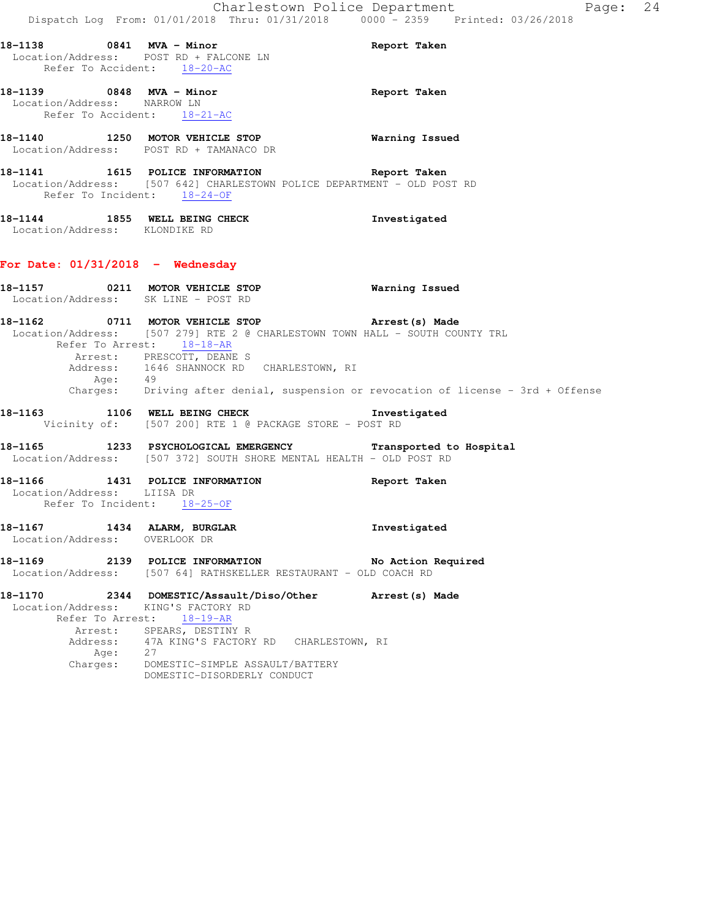**18-1138 0841 MVA - Minor** **Report Taken**
Location/Address: POST RD + FALCONE LN
Refer To Accident: 18-20-AC

**18-1139 0848 MVA - Minor** **Report Taken**
Location/Address: NARROW LN
Refer To Accident: 18-21-AC

**18-1140 1250 MOTOR VEHICLE STOP** **Warning Issued**
Location/Address: POST RD + TAMANACO DR

**18-1141 1615 POLICE INFORMATION** **Report Taken**
Location/Address: [507 642] CHARLESTOWN POLICE DEPARTMENT - OLD POST RD
Refer To Incident: 18-24-OF

**18-1144 1855 WELL BEING CHECK** **Investigated**
Location/Address: KLONDIKE RD

## For Date: 01/31/2018 - Wednesday

**18-1157 0211 MOTOR VEHICLE STOP** **Warning Issued**
Location/Address: SK LINE - POST RD

**18-1162 0711 MOTOR VEHICLE STOP** **Arrest(s) Made**
Location/Address: [507 279] RTE 2 @ CHARLESTOWN TOWN HALL - SOUTH COUNTY TRL
Refer To Arrest: 18-18-AR
Arrest: PRESCOTT, DEANE S
Address: 1646 SHANNOCK RD CHARLESTOWN, RI
Age: 49
Charges: Driving after denial, suspension or revocation of license - 3rd + Offense

**18-1163 1106 WELL BEING CHECK** **Investigated**
Vicinity of: [507 200] RTE 1 @ PACKAGE STORE - POST RD

**18-1165 1233 PSYCHOLOGICAL EMERGENCY** **Transported to Hospital**
Location/Address: [507 372] SOUTH SHORE MENTAL HEALTH - OLD POST RD

**18-1166 1431 POLICE INFORMATION** **Report Taken**
Location/Address: LIISA DR
Refer To Incident: 18-25-OF

**18-1167 1434 ALARM, BURGLAR** **Investigated**
Location/Address: OVERLOOK DR

**18-1169 2139 POLICE INFORMATION** **No Action Required**
Location/Address: [507 64] RATHSKELLER RESTAURANT - OLD COACH RD

**18-1170 2344 DOMESTIC/Assault/Diso/Other** **Arrest(s) Made**
Location/Address: KING'S FACTORY RD
Refer To Arrest: 18-19-AR
Arrest: SPEARS, DESTINY R
Address: 47A KING'S FACTORY RD CHARLESTOWN, RI
Age: 27
Charges: DOMESTIC-SIMPLE ASSAULT/BATTERY
DOMESTIC-DISORDERLY CONDUCT